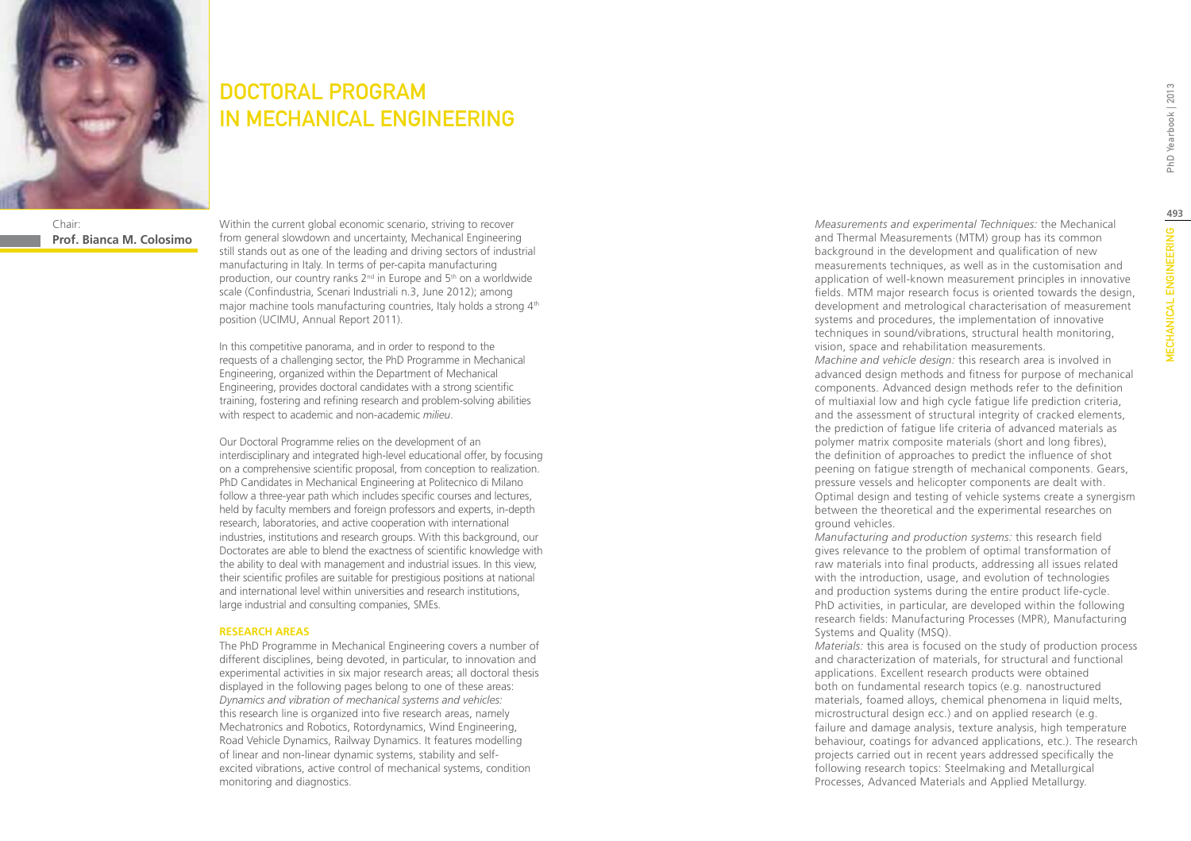# DOCTORAL PROGRAM IN MECHANICAL ENGINEERING

Chair:
**Prof. Bianca M. Colosimo**

Within the current global economic scenario, striving to recover from general slowdown and uncertainty, Mechanical Engineering still stands out as one of the leading and driving sectors of industrial manufacturing in Italy. In terms of per-capita manufacturing production, our country ranks 2nd in Europe and 5th on a worldwide scale (Confindustria, Scenari Industriali n.3, June 2012); among major machine tools manufacturing countries, Italy holds a strong 4th position (UCIMU, Annual Report 2011).

In this competitive panorama, and in order to respond to the requests of a challenging sector, the PhD Programme in Mechanical Engineering, organized within the Department of Mechanical Engineering, provides doctoral candidates with a strong scientific training, fostering and refining research and problem-solving abilities with respect to academic and non-academic *milieu*.

Our Doctoral Programme relies on the development of an interdisciplinary and integrated high-level educational offer, by focusing on a comprehensive scientific proposal, from conception to realization. PhD Candidates in Mechanical Engineering at Politecnico di Milano follow a three-year path which includes specific courses and lectures, held by faculty members and foreign professors and experts, in-depth research, laboratories, and active cooperation with international industries, institutions and research groups. With this background, our Doctorates are able to blend the exactness of scientific knowledge with the ability to deal with management and industrial issues. In this view, their scientific profiles are suitable for prestigious positions at national and international level within universities and research institutions, large industrial and consulting companies, SMEs.

## RESEARCH AREAS

The PhD Programme in Mechanical Engineering covers a number of different disciplines, being devoted, in particular, to innovation and experimental activities in six major research areas; all doctoral thesis displayed in the following pages belong to one of these areas:

*Dynamics and vibration of mechanical systems and vehicles:* this research line is organized into five research areas, namely Mechatronics and Robotics, Rotordynamics, Wind Engineering, Road Vehicle Dynamics, Railway Dynamics. It features modelling of linear and non-linear dynamic systems, stability and self-excited vibrations, active control of mechanical systems, condition monitoring and diagnostics.

*Measurements and experimental Techniques:* the Mechanical and Thermal Measurements (MTM) group has its common background in the development and qualification of new measurements techniques, as well as in the customisation and application of well-known measurement principles in innovative fields. MTM major research focus is oriented towards the design, development and metrological characterisation of measurement systems and procedures, the implementation of innovative techniques in sound/vibrations, structural health monitoring, vision, space and rehabilitation measurements.

*Machine and vehicle design:* this research area is involved in advanced design methods and fitness for purpose of mechanical components. Advanced design methods refer to the definition of multiaxial low and high cycle fatigue life prediction criteria, and the assessment of structural integrity of cracked elements, the prediction of fatigue life criteria of advanced materials as polymer matrix composite materials (short and long fibres), the definition of approaches to predict the influence of shot peening on fatigue strength of mechanical components. Gears, pressure vessels and helicopter components are dealt with. Optimal design and testing of vehicle systems create a synergism between the theoretical and the experimental researches on ground vehicles.

*Manufacturing and production systems:* this research field gives relevance to the problem of optimal transformation of raw materials into final products, addressing all issues related with the introduction, usage, and evolution of technologies and production systems during the entire product life-cycle. PhD activities, in particular, are developed within the following research fields: Manufacturing Processes (MPR), Manufacturing Systems and Quality (MSQ).

*Materials:* this area is focused on the study of production process and characterization of materials, for structural and functional applications. Excellent research products were obtained both on fundamental research topics (e.g. nanostructured materials, foamed alloys, chemical phenomena in liquid melts, microstructural design ecc.) and on applied research (e.g. failure and damage analysis, texture analysis, high temperature behaviour, coatings for advanced applications, etc.). The research projects carried out in recent years addressed specifically the following research topics: Steelmaking and Metallurgical Processes, Advanced Materials and Applied Metallurgy.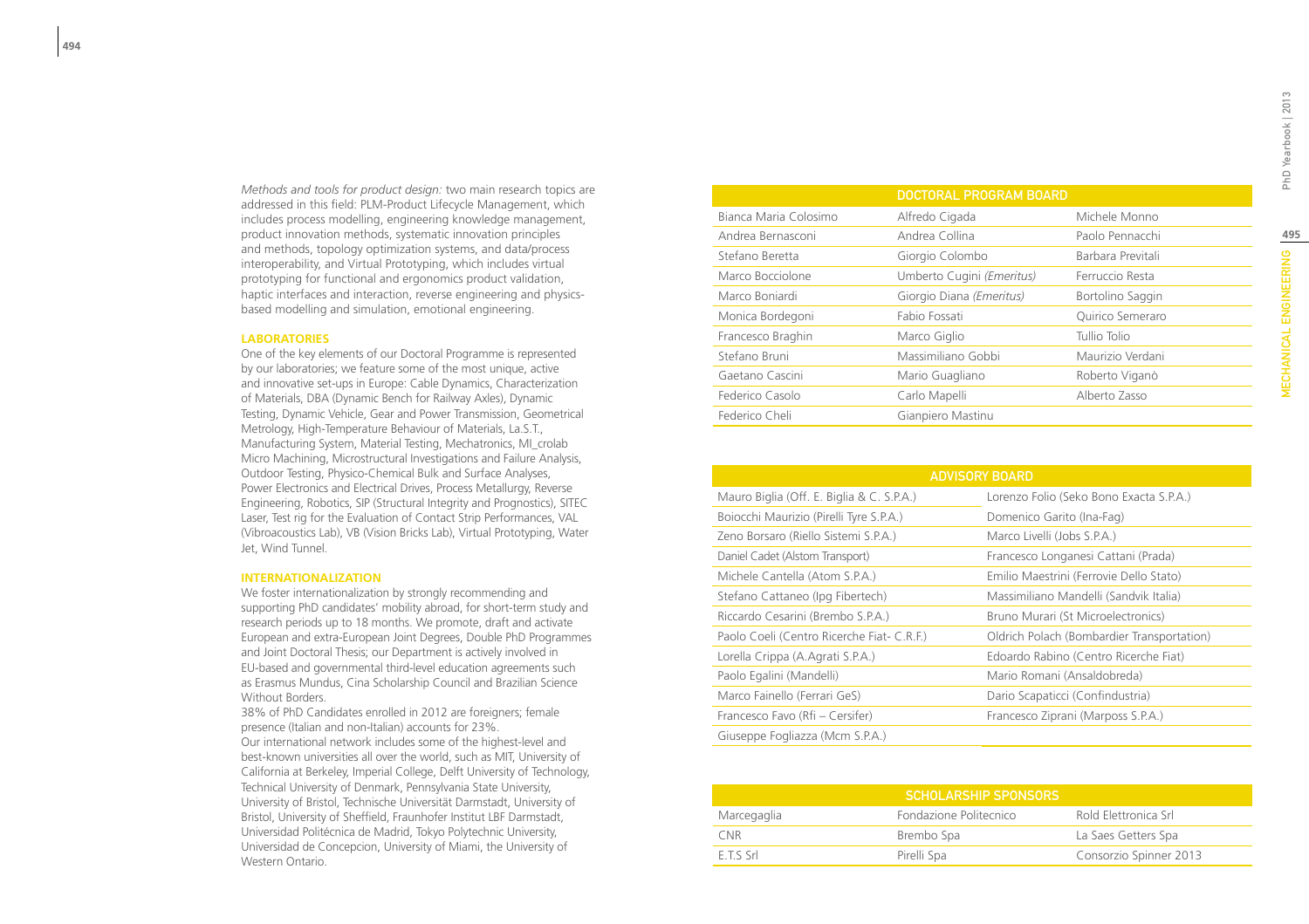*Methods and tools for product design:* two main research topics are addressed in this field: PLM-Product Lifecycle Management, which includes process modelling, engineering knowledge management, product innovation methods, systematic innovation principles and methods, topology optimization systems, and data/process interoperability, and Virtual Prototyping, which includes virtual prototyping for functional and ergonomics product validation, haptic interfaces and interaction, reverse engineering and physics-based modelling and simulation, emotional engineering.

### LABORATORIES

One of the key elements of our Doctoral Programme is represented by our laboratories; we feature some of the most unique, active and innovative set-ups in Europe: Cable Dynamics, Characterization of Materials, DBA (Dynamic Bench for Railway Axles), Dynamic Testing, Dynamic Vehicle, Gear and Power Transmission, Geometrical Metrology, High-Temperature Behaviour of Materials, La.S.T., Manufacturing System, Material Testing, Mechatronics, MI_crolab Micro Machining, Microstructural Investigations and Failure Analysis, Outdoor Testing, Physico-Chemical Bulk and Surface Analyses, Power Electronics and Electrical Drives, Process Metallurgy, Reverse Engineering, Robotics, SIP (Structural Integrity and Prognostics), SITEC Laser, Test rig for the Evaluation of Contact Strip Performances, VAL (Vibroacoustics Lab), VB (Vision Bricks Lab), Virtual Prototyping, Water Jet, Wind Tunnel.

### INTERNATIONALIZATION

We foster internationalization by strongly recommending and supporting PhD candidates' mobility abroad, for short-term study and research periods up to 18 months. We promote, draft and activate European and extra-European Joint Degrees, Double PhD Programmes and Joint Doctoral Thesis; our Department is actively involved in EU-based and governmental third-level education agreements such as Erasmus Mundus, Cina Scholarship Council and Brazilian Science Without Borders.

38% of PhD Candidates enrolled in 2012 are foreigners; female presence (Italian and non-Italian) accounts for 23%.

Our international network includes some of the highest-level and best-known universities all over the world, such as MIT, University of California at Berkeley, Imperial College, Delft University of Technology, Technical University of Denmark, Pennsylvania State University, University of Bristol, Technische Universität Darmstadt, University of Bristol, University of Sheffield, Fraunhofer Institut LBF Darmstadt, Universidad Politécnica de Madrid, Tokyo Polytechnic University, Universidad de Concepcion, University of Miami, the University of Western Ontario.

| DOCTORAL PROGRAM BOARD | | |
|---|---|---|
| Bianca Maria Colosimo | Alfredo Cigada | Michele Monno |
| Andrea Bernasconi | Andrea Collina | Paolo Pennacchi |
| Stefano Beretta | Giorgio Colombo | Barbara Previtali |
| Marco Bocciolone | Umberto Cugini *(Emeritus)* | Ferruccio Resta |
| Marco Boniardi | Giorgio Diana *(Emeritus)* | Bortolino Saggin |
| Monica Bordegoni | Fabio Fossati | Quirico Semeraro |
| Francesco Braghin | Marco Giglio | Tullio Tolio |
| Stefano Bruni | Massimiliano Gobbi | Maurizio Verdani |
| Gaetano Cascini | Mario Guagliano | Roberto Viganò |
| Federico Casolo | Carlo Mapelli | Alberto Zasso |
| Federico Cheli | Gianpiero Mastinu | |

| ADVISORY BOARD | |
|---|---|
| Mauro Biglia (Off. E. Biglia & C. S.P.A.) | Lorenzo Folio (Seko Bono Exacta S.P.A.) |
| Boiocchi Maurizio (Pirelli Tyre S.P.A.) | Domenico Garito (Ina-Fag) |
| Zeno Borsaro (Riello Sistemi S.P.A.) | Marco Livelli (Jobs S.P.A.) |
| Daniel Cadet (Alstom Transport) | Francesco Longanesi Cattani (Prada) |
| Michele Cantella (Atom S.P.A.) | Emilio Maestrini (Ferrovie Dello Stato) |
| Stefano Cattaneo (Ipg Fibertech) | Massimiliano Mandelli (Sandvik Italia) |
| Riccardo Cesarini (Brembo S.P.A.) | Bruno Murari (St Microelectronics) |
| Paolo Coeli (Centro Ricerche Fiat- C.R.F.) | Oldrich Polach (Bombardier Transportation) |
| Lorella Crippa (A.Agrati S.P.A.) | Edoardo Rabino (Centro Ricerche Fiat) |
| Paolo Egalini (Mandelli) | Mario Romani (Ansaldobreda) |
| Marco Fainello (Ferrari GeS) | Dario Scapaticci (Confindustria) |
| Francesco Favo (Rfi – Cersifer) | Francesco Ziprani (Marposs S.P.A.) |
| Giuseppe Fogliazza (Mcm S.P.A.) | |

| SCHOLARSHIP SPONSORS | | |
|---|---|---|
| Marcegaglia | Fondazione Politecnico | Rold Elettronica Srl |
| CNR | Brembo Spa | La Saes Getters Spa |
| E.T.S Srl | Pirelli Spa | Consorzio Spinner 2013 |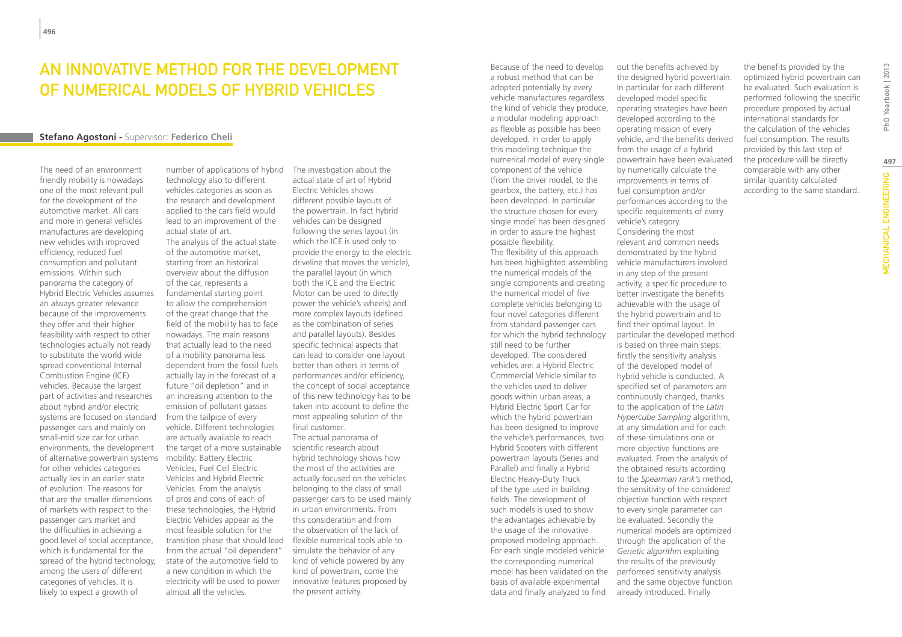# An Innovative Method for the Development of Numerical Models of Hybrid Vehicles

**Stefano Agostoni** - Supervisor: **Federico Cheli**

The need of an environment friendly mobility is nowadays one of the most relevant pull for the development of the automotive market. All cars and more in general vehicles manufactures are developing new vehicles with improved efficiency, reduced fuel consumption and pollutant emissions. Within such panorama the category of Hybrid Electric Vehicles assumes an always greater relevance because of the improvements they offer and their higher feasibility with respect to other technologies actually not ready to substitute the world wide spread conventional Internal Combustion Engine (ICE) vehicles. Because the largest part of activities and researches about hybrid and/or electric systems are focused on standard passenger cars and mainly on small-mid size car for urban environments, the development of alternative powertrain systems for other vehicles categories actually lies in an earlier state of evolution. The reasons for that are the smaller dimensions of markets with respect to the passenger cars market and the difficulties in achieving a good level of social acceptance, which is fundamental for the spread of the hybrid technology, among the users of different categories of vehicles. It is likely to expect a growth of number of applications of hybrid technology also to different vehicles categories as soon as the research and development applied to the cars field would lead to an improvement of the actual state of art.

The analysis of the actual state of the automotive market, starting from an historical overview about the diffusion of the car, represents a fundamental starting point to allow the comprehension of the great change that the field of the mobility has to face nowadays. The main reasons that actually lead to the need of a mobility panorama less dependent from the fossil fuels actually lay in the forecast of a future "oil depletion" and in an increasing attention to the emission of pollutant gasses from the tailpipe of every vehicle. Different technologies are actually available to reach the target of a more sustainable mobility: Battery Electric Vehicles, Fuel Cell Electric Vehicles and Hybrid Electric Vehicles. From the analysis of pros and cons of each of these technologies, the Hybrid Electric Vehicles appear as the most feasible solution for the transition phase that should lead from the actual "oil dependent" state of the automotive field to a new condition in which the electricity will be used to power almost all the vehicles.

The investigation about the actual state of art of Hybrid Electric Vehicles shows different possible layouts of the powertrain. In fact hybrid vehicles can be designed following the series layout (in which the ICE is used only to provide the energy to the electric driveline that moves the vehicle), the parallel layout (in which both the ICE and the Electric Motor can be used to directly power the vehicle's wheels) and more complex layouts (defined as the combination of series and parallel layouts). Besides specific technical aspects that can lead to consider one layout better than others in terms of performances and/or efficiency, the concept of social acceptance of this new technology has to be taken into account to define the most appealing solution of the final customer.

The actual panorama of scientific research about hybrid technology shows how the most of the activities are actually focused on the vehicles belonging to the class of small passenger cars to be used mainly in urban environments. From this consideration and from the observation of the lack of flexible numerical tools able to simulate the behavior of any kind of vehicle powered by any kind of powertrain, come the innovative features proposed by the present activity.

Because of the need to develop a robust method that can be adopted potentially by every vehicle manufactures regardless the kind of vehicle they produce, a modular modeling approach as flexible as possible has been developed. In order to apply this modeling technique the numerical model of every single component of the vehicle (from the driver model, to the gearbox, the battery, etc.) has been developed. In particular the structure chosen for every single model has been designed in order to assure the highest possible flexibility.

The flexibility of this approach has been highlighted assembling the numerical models of the single components and creating the numerical model of five complete vehicles belonging to four novel categories different from standard passenger cars for which the hybrid technology still need to be further developed. The considered vehicles are: a Hybrid Electric Commercial Vehicle similar to the vehicles used to deliver goods within urban areas, a Hybrid Electric Sport Car for which the hybrid powertrain has been designed to improve the vehicle's performances, two Hybrid Scooters with different powertrain layouts (Series and Parallel) and finally a Hybrid Electric Heavy-Duty Truck of the type used in building fields. The development of such models is used to show the advantages achievable by the usage of the innovative proposed modeling approach. For each single modeled vehicle the corresponding numerical model has been validated on the basis of available experimental data and finally analyzed to find out the benefits achieved by the designed hybrid powertrain. In particular for each different developed model specific operating strategies have been developed according to the operating mission of every vehicle, and the benefits derived from the usage of a hybrid powertrain have been evaluated by numerically calculate the improvements in terms of fuel consumption and/or performances according to the specific requirements of every vehicle's category.

Considering the most relevant and common needs demonstrated by the hybrid vehicle manufacturers involved in any step of the present activity, a specific procedure to better investigate the benefits achievable with the usage of the hybrid powertrain and to find their optimal layout. In particular the developed method is based on three main steps: firstly the sensitivity analysis of the developed model of hybrid vehicle is conducted. A specified set of parameters are continuously changed, thanks to the application of the *Latin Hypercube Sampling* algorithm, at any simulation and for each of these simulations one or more objective functions are evaluated. From the analysis of the obtained results according to the *Spearman rank's* method, the sensitivity of the considered objective function with respect to every single parameter can be evaluated. Secondly the numerical models are optimized through the application of the *Genetic algorithm* exploiting the results of the previously performed sensitivity analysis and the same objective function already introduced. Finally the benefits provided by the optimized hybrid powertrain can be evaluated. Such evaluation is performed following the specific procedure proposed by actual international standards for the calculation of the vehicles fuel consumption. The results provided by this last step of the procedure will be directly comparable with any other similar quantity calculated according to the same standard.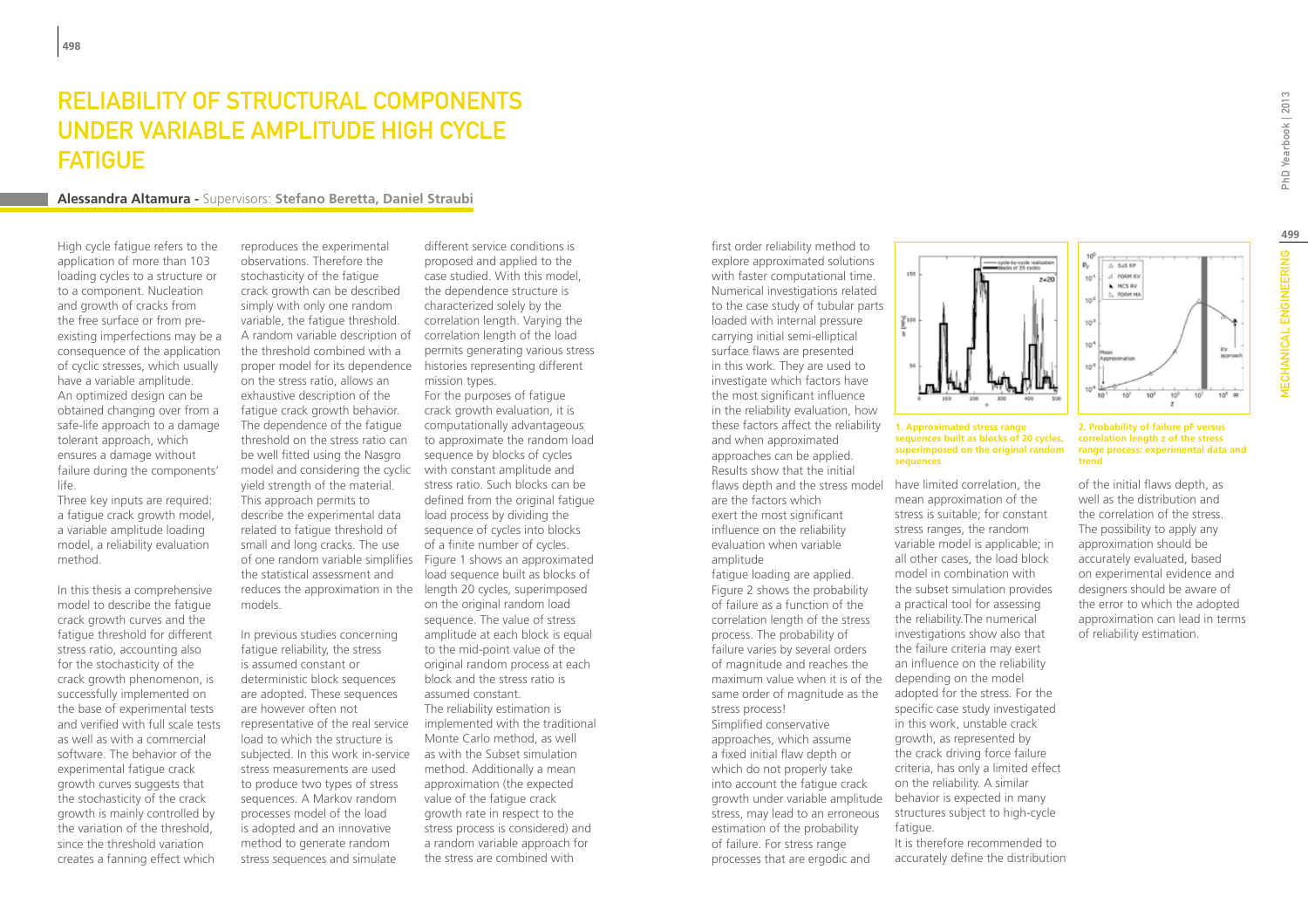# Reliability of Structural Components under Variable Amplitude High Cycle Fatigue

**Alessandra Altamura** - Supervisors: **Stefano Beretta, Daniel Straubi**

High cycle fatigue refers to the application of more than 103 loading cycles to a structure or to a component. Nucleation and growth of cracks from the free surface or from pre-existing imperfections may be a consequence of the application of cyclic stresses, which usually have a variable amplitude. An optimized design can be obtained changing over from a safe-life approach to a damage tolerant approach, which ensures a damage without failure during the components' life.

Three key inputs are required: a fatigue crack growth model, a variable amplitude loading model, a reliability evaluation method.

In this thesis a comprehensive model to describe the fatigue crack growth curves and the fatigue threshold for different stress ratio, accounting also for the stochasticity of the crack growth phenomenon, is successfully implemented on the base of experimental tests and verified with full scale tests as well as with a commercial software. The behavior of the experimental fatigue crack growth curves suggests that the stochasticity of the crack growth is mainly controlled by the variation of the threshold, since the threshold variation creates a fanning effect which reproduces the experimental observations. Therefore the stochasticity of the fatigue crack growth can be described simply with only one random variable, the fatigue threshold. A random variable description of the threshold combined with a proper model for its dependence on the stress ratio, allows an exhaustive description of the fatigue crack growth behavior. The dependence of the fatigue threshold on the stress ratio can be well fitted using the Nasgro model and considering the cyclic yield strength of the material. This approach permits to describe the experimental data related to fatigue threshold of small and long cracks. The use of one random variable simplifies the statistical assessment and reduces the approximation in the models.

In previous studies concerning fatigue reliability, the stress is assumed constant or deterministic block sequences are adopted. These sequences are however often not representative of the real service load to which the structure is subjected. In this work in-service stress measurements are used to produce two types of stress sequences. A Markov random processes model of the load is adopted and an innovative method to generate random stress sequences and simulate different service conditions is proposed and applied to the case studied. With this model, the dependence structure is characterized solely by the correlation length. Varying the correlation length of the load permits generating various stress histories representing different mission types.

For the purposes of fatigue crack growth evaluation, it is computationally advantageous to approximate the random load sequence by blocks of cycles with constant amplitude and stress ratio. Such blocks can be defined from the original fatigue load process by dividing the sequence of cycles into blocks of a finite number of cycles. Figure 1 shows an approximated load sequence built as blocks of length 20 cycles, superimposed on the original random load sequence. The value of stress amplitude at each block is equal to the mid-point value of the original random process at each block and the stress ratio is assumed constant.

The reliability estimation is implemented with the traditional Monte Carlo method, as well as with the Subset simulation method. Additionally a mean approximation (the expected value of the fatigue crack growth rate in respect to the stress process is considered) and a random variable approach for the stress are combined with first order reliability method to explore approximated solutions with faster computational time. Numerical investigations related to the case study of tubular parts loaded with internal pressure carrying initial semi-elliptical surface flaws are presented in this work. They are used to investigate which factors have the most significant influence in the reliability evaluation, how these factors affect the reliability and when approximated approaches can be applied. Results show that the initial flaws depth and the stress model are the factors which exert the most significant influence on the reliability evaluation when variable amplitude fatigue loading are applied. Figure 2 shows the probability of failure as a function of the correlation length of the stress process. The probability of failure varies by several orders of magnitude and reaches the maximum value when it is of the same order of magnitude as the stress process!

Simplified conservative approaches, which assume a fixed initial flaw depth or which do not properly take into account the fatigue crack growth under variable amplitude stress, may lead to an erroneous estimation of the probability of failure. For stress range processes that are ergodic and have limited correlation, the mean approximation of the stress is suitable; for constant stress ranges, the random variable model is applicable; in all other cases, the load block model in combination with the subset simulation provides a practical tool for assessing the reliability.The numerical investigations show also that the failure criteria may exert an influence on the reliability depending on the model adopted for the stress. For the specific case study investigated in this work, unstable crack growth, as represented by the crack driving force failure criteria, has only a limited effect on the reliability. A similar behavior is expected in many structures subject to high-cycle fatigue.

It is therefore recommended to accurately define the distribution of the initial flaws depth, as well as the distribution and the correlation of the stress. The possibility to apply any approximation should be accurately evaluated, based on experimental evidence and designers should be aware of the error to which the adopted approximation can lead in terms of reliability estimation.

**1. Approximated stress range sequences built as blocks of 20 cycles, superimposed on the original random sequences**

**2. Probability of failure pF versus correlation length z of the stress range process: experimental data and trend**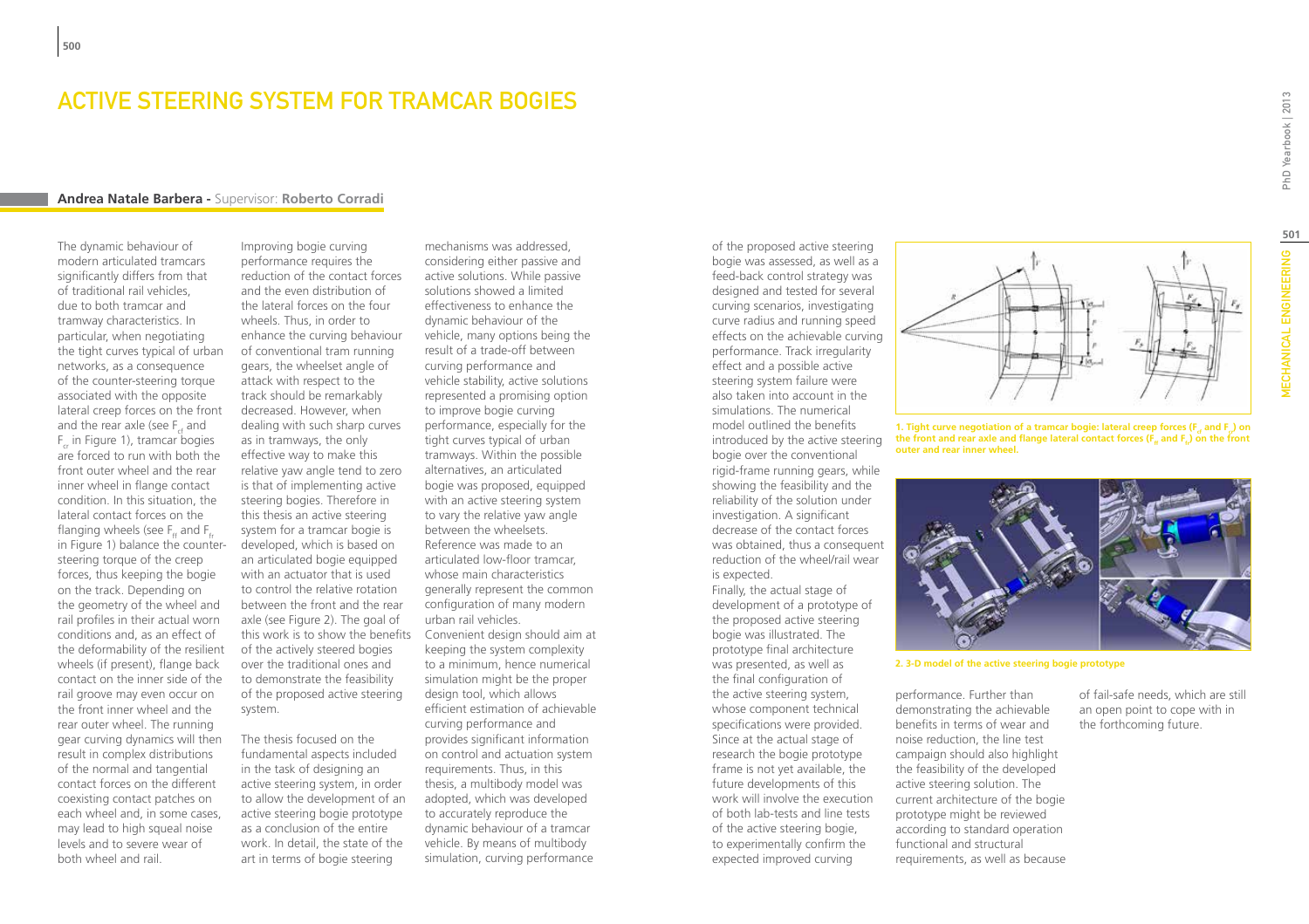# ACTIVE STEERING SYSTEM FOR TRAMCAR BOGIES

**Andrea Natale Barbera** - Supervisor: **Roberto Corradi**

The dynamic behaviour of modern articulated tramcars significantly differs from that of traditional rail vehicles, due to both tramcar and tramway characteristics. In particular, when negotiating the tight curves typical of urban networks, as a consequence of the counter-steering torque associated with the opposite lateral creep forces on the front and the rear axle (see $F_{cf}$ and $F_{cr}$ in Figure 1), tramcar bogies are forced to run with both the front outer wheel and the rear inner wheel in flange contact condition. In this situation, the lateral contact forces on the flanging wheels (see $F_{ff}$ and $F_{fr}$ in Figure 1) balance the counter-steering torque of the creep forces, thus keeping the bogie on the track. Depending on the geometry of the wheel and rail profiles in their actual worn conditions and, as an effect of the deformability of the resilient wheels (if present), flange back contact on the inner side of the rail groove may even occur on the front inner wheel and the rear outer wheel. The running gear curving dynamics will then result in complex distributions of the normal and tangential contact forces on the different coexisting contact patches on each wheel and, in some cases, may lead to high squeal noise levels and to severe wear of both wheel and rail.

Improving bogie curving performance requires the reduction of the contact forces and the even distribution of the lateral forces on the four wheels. Thus, in order to enhance the curving behaviour of conventional tram running gears, the wheelset angle of attack with respect to the track should be remarkably decreased. However, when dealing with such sharp curves as in tramways, the only effective way to make this relative yaw angle tend to zero is that of implementing active steering bogies. Therefore in this thesis an active steering system for a tramcar bogie is developed, which is based on an articulated bogie equipped with an actuator that is used to control the relative rotation between the front and the rear axle (see Figure 2). The goal of this work is to show the benefits of the actively steered bogies over the traditional ones and to demonstrate the feasibility of the proposed active steering system.

The thesis focused on the fundamental aspects included in the task of designing an active steering system, in order to allow the development of an active steering bogie prototype as a conclusion of the entire work. In detail, the state of the art in terms of bogie steering mechanisms was addressed, considering either passive and active solutions. While passive solutions showed a limited effectiveness to enhance the dynamic behaviour of the vehicle, many options being the result of a trade-off between curving performance and vehicle stability, active solutions represented a promising option to improve bogie curving performance, especially for the tight curves typical of urban tramways. Within the possible alternatives, an articulated bogie was proposed, equipped with an active steering system to vary the relative yaw angle between the wheelsets. Reference was made to an articulated low-floor tramcar, whose main characteristics generally represent the common configuration of many modern urban rail vehicles.

Convenient design should aim at keeping the system complexity to a minimum, hence numerical simulation might be the proper design tool, which allows efficient estimation of achievable curving performance and provides significant information on control and actuation system requirements. Thus, in this thesis, a multibody model was adopted, which was developed to accurately reproduce the dynamic behaviour of a tramcar vehicle. By means of multibody simulation, curving performance of the proposed active steering bogie was assessed, as well as a feed-back control strategy was designed and tested for several curving scenarios, investigating curve radius and running speed effects on the achievable curving performance. Track irregularity effect and a possible active steering system failure were also taken into account in the simulations. The numerical model outlined the benefits introduced by the active steering bogie over the conventional rigid-frame running gears, while showing the feasibility and the reliability of the solution under investigation. A significant decrease of the contact forces was obtained, thus a consequent reduction of the wheel/rail wear is expected.

Finally, the actual stage of development of a prototype of the proposed active steering bogie was illustrated. The prototype final architecture was presented, as well as the final configuration of the active steering system, whose component technical specifications were provided. Since at the actual stage of research the bogie prototype frame is not yet available, the future developments of this work will involve the execution of both lab-tests and line tests of the active steering bogie, to experimentally confirm the expected improved curving performance. Further than demonstrating the achievable benefits in terms of wear and noise reduction, the line test campaign should also highlight the feasibility of the developed active steering solution. The current architecture of the bogie prototype might be reviewed according to standard operation functional and structural requirements, as well as because of fail-safe needs, which are still an open point to cope with in the forthcoming future.

**1. Tight curve negotiation of a tramcar bogie: lateral creep forces ($F_{cf}$ and $F_{cr}$) on the front and rear axle and flange lateral contact forces ($F_{ff}$ and $F_{fr}$) on the front outer and rear inner wheel.**

**2. 3-D model of the active steering bogie prototype**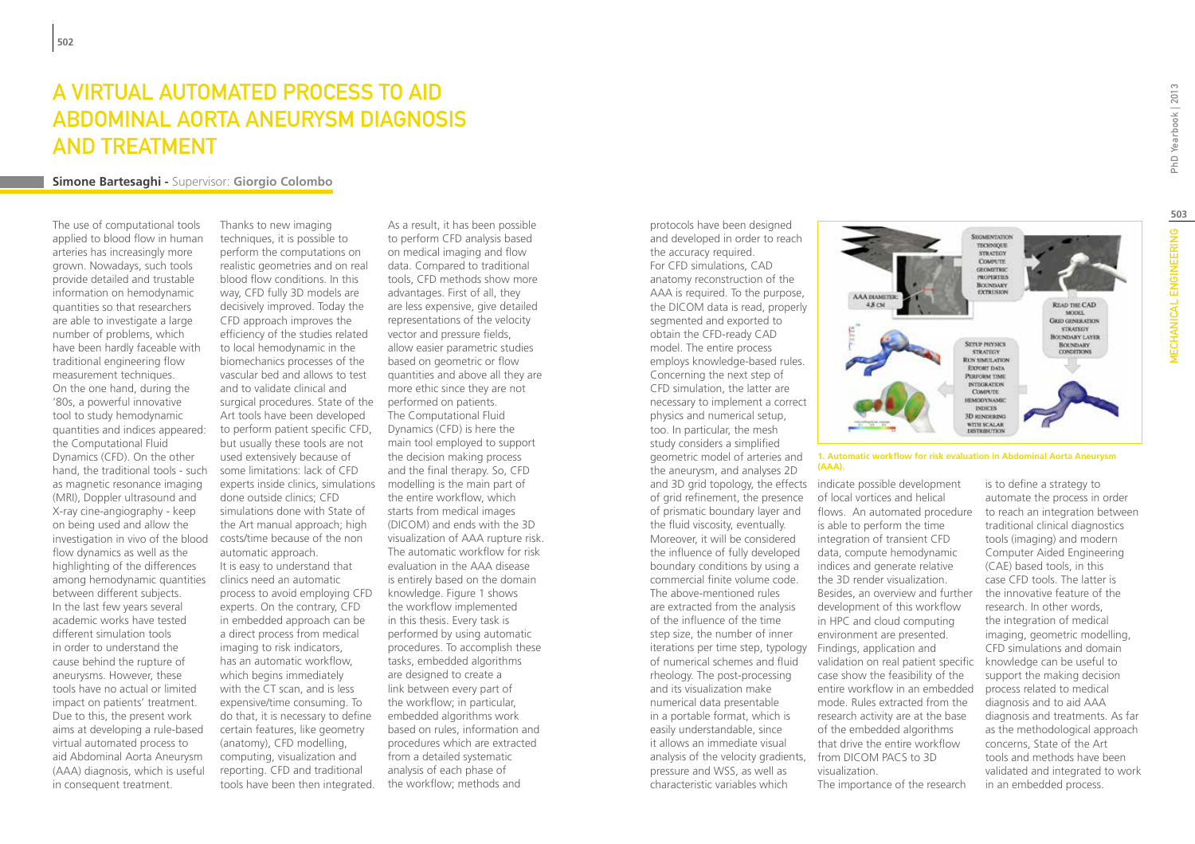# A VIRTUAL AUTOMATED PROCESS TO AID ABDOMINAL AORTA ANEURYSM DIAGNOSIS AND TREATMENT

**Simone Bartesaghi -** Supervisor: **Giorgio Colombo**

The use of computational tools applied to blood flow in human arteries has increasingly more grown. Nowadays, such tools provide detailed and trustable information on hemodynamic quantities so that researchers are able to investigate a large number of problems, which have been hardly faceable with traditional engineering flow measurement techniques.
On the one hand, during the '80s, a powerful innovative tool to study hemodynamic quantities and indices appeared: the Computational Fluid Dynamics (CFD). On the other hand, the traditional tools - such as magnetic resonance imaging (MRI), Doppler ultrasound and X-ray cine-angiography - keep on being used and allow the investigation in vivo of the blood flow dynamics as well as the highlighting of the differences among hemodynamic quantities between different subjects.
In the last few years several academic works have tested different simulation tools in order to understand the cause behind the rupture of aneurysms. However, these tools have no actual or limited impact on patients' treatment. Due to this, the present work aims at developing a rule-based virtual automated process to aid Abdominal Aorta Aneurysm (AAA) diagnosis, which is useful in consequent treatment.
Thanks to new imaging techniques, it is possible to perform the computations on realistic geometries and on real blood flow conditions. In this way, CFD fully 3D models are decisively improved. Today the CFD approach improves the efficiency of the studies related to local hemodynamic in the biomechanics processes of the vascular bed and allows to test and to validate clinical and surgical procedures. State of the Art tools have been developed to perform patient specific CFD, but usually these tools are not used extensively because of some limitations: lack of CFD experts inside clinics, simulations done outside clinics; CFD simulations done with State of the Art manual approach; high costs/time because of the non automatic approach.
It is easy to understand that clinics need an automatic process to avoid employing CFD experts. On the contrary, CFD in embedded approach can be a direct process from medical imaging to risk indicators, has an automatic workflow, which begins immediately with the CT scan, and is less expensive/time consuming. To do that, it is necessary to define certain features, like geometry (anatomy), CFD modelling, computing, visualization and reporting. CFD and traditional tools have been then integrated. As a result, it has been possible to perform CFD analysis based on medical imaging and flow data. Compared to traditional tools, CFD methods show more advantages. First of all, they are less expensive, give detailed representations of the velocity vector and pressure fields, allow easier parametric studies based on geometric or flow quantities and above all they are more ethic since they are not performed on patients.
The Computational Fluid Dynamics (CFD) is here the main tool employed to support the decision making process and the final therapy. So, CFD modelling is the main part of the entire workflow, which starts from medical images (DICOM) and ends with the 3D visualization of AAA rupture risk. The automatic workflow for risk evaluation in the AAA disease is entirely based on the domain knowledge. Figure 1 shows the workflow implemented in this thesis. Every task is performed by using automatic procedures. To accomplish these tasks, embedded algorithms are designed to create a link between every part of the workflow; in particular, embedded algorithms work based on rules, information and procedures which are extracted from a detailed systematic analysis of each phase of the workflow; methods and protocols have been designed and developed in order to reach the accuracy required.
For CFD simulations, CAD anatomy reconstruction of the AAA is required. To the purpose, the DICOM data is read, properly segmented and exported to obtain the CFD-ready CAD model. The entire process employs knowledge-based rules. Concerning the next step of CFD simulation, the latter are necessary to implement a correct physics and numerical setup, too. In particular, the mesh study considers a simplified geometric model of arteries and the aneurysm, and analyses 2D and 3D grid topology, the effects of grid refinement, the presence of prismatic boundary layer and the fluid viscosity, eventually. Moreover, it will be considered the influence of fully developed boundary conditions by using a commercial finite volume code. The above-mentioned rules are extracted from the analysis of the influence of the time step size, the number of inner iterations per time step, typology of numerical schemes and fluid rheology. The post-processing and its visualization make numerical data presentable in a portable format, which is easily understandable, since it allows an immediate visual analysis of the velocity gradients, pressure and WSS, as well as characteristic variables which indicate possible development of local vortices and helical flows. An automated procedure is able to perform the time integration of transient CFD data, compute hemodynamic indices and generate relative the 3D render visualization.
Besides, an overview and further development of this workflow in HPC and cloud computing environment are presented.
Findings, application and validation on real patient specific case show the feasibility of the entire workflow in an embedded mode. Rules extracted from the research activity are at the base of the embedded algorithms that drive the entire workflow from DICOM PACS to 3D visualization.
The importance of the research is to define a strategy to automate the process in order to reach an integration between traditional clinical diagnostics tools (imaging) and modern Computer Aided Engineering (CAE) based tools, in this case CFD tools. The latter is the innovative feature of the research. In other words, the integration of medical imaging, geometric modelling, CFD simulations and domain knowledge can be useful to support the making decision process related to medical diagnosis and to aid AAA diagnosis and treatments. As far as the methodological approach concerns, State of the Art tools and methods have been validated and integrated to work in an embedded process.

**1. Automatic workflow for risk evaluation in Abdominal Aorta Aneurysm (AAA).**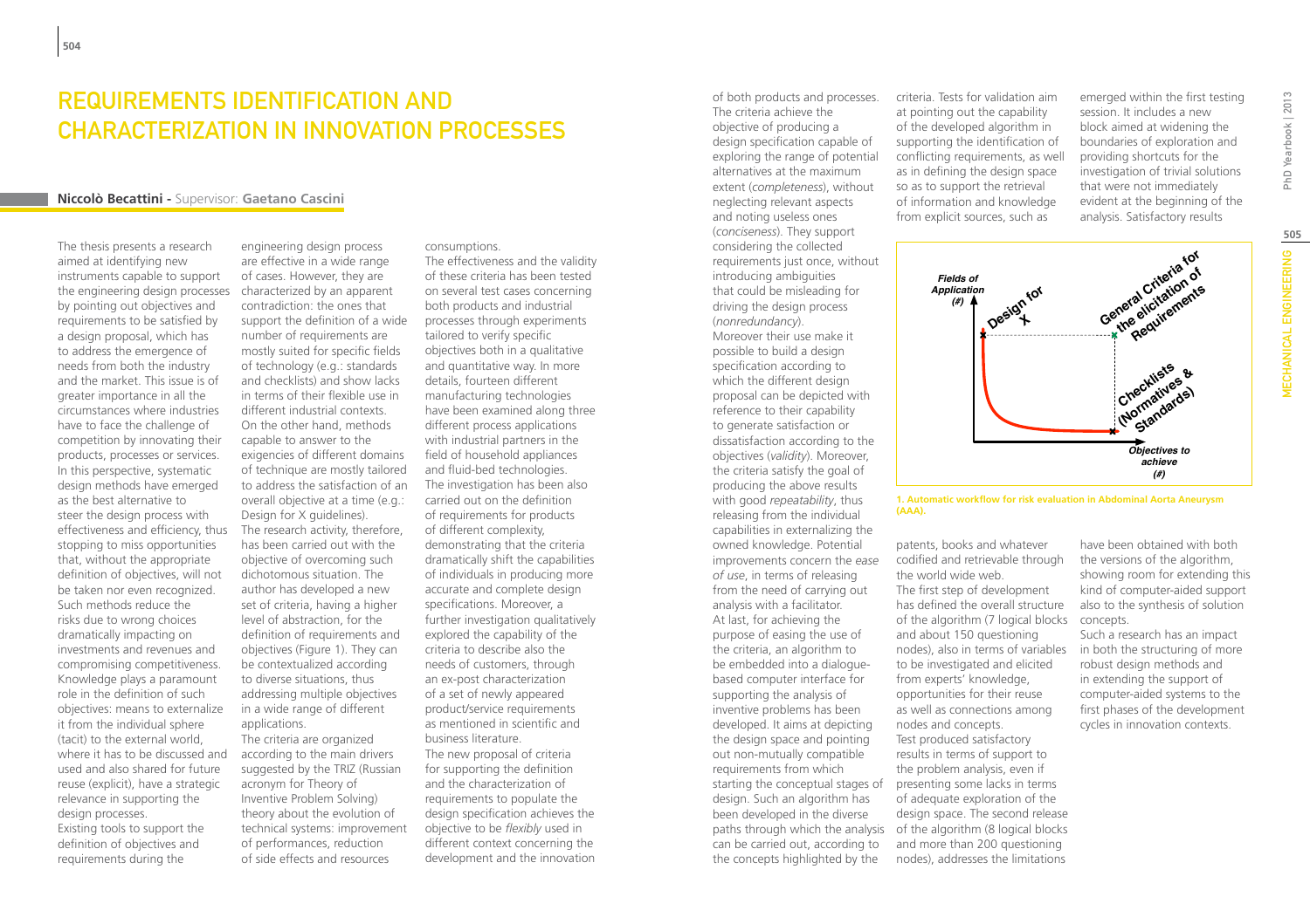# Requirements Identification and Characterization in Innovation Processes

**Niccolò Becattini -** Supervisor: **Gaetano Cascini**

The thesis presents a research aimed at identifying new instruments capable to support the engineering design processes by pointing out objectives and requirements to be satisfied by a design proposal, which has to address the emergence of needs from both the industry and the market. This issue is of greater importance in all the circumstances where industries have to face the challenge of competition by innovating their products, processes or services. In this perspective, systematic design methods have emerged as the best alternative to steer the design process with effectiveness and efficiency, thus stopping to miss opportunities that, without the appropriate definition of objectives, will not be taken nor even recognized. Such methods reduce the risks due to wrong choices dramatically impacting on investments and revenues and compromising competitiveness. Knowledge plays a paramount role in the definition of such objectives: means to externalize it from the individual sphere (tacit) to the external world, where it has to be discussed and used and also shared for future reuse (explicit), have a strategic relevance in supporting the design processes.

Existing tools to support the definition of objectives and requirements during the engineering design process are effective in a wide range of cases. However, they are characterized by an apparent contradiction: the ones that support the definition of a wide number of requirements are mostly suited for specific fields of technology (e.g.: standards and checklists) and show lacks in terms of their flexible use in different industrial contexts. On the other hand, methods capable to answer to the exigencies of different domains of technique are mostly tailored to address the satisfaction of an overall objective at a time (e.g.: Design for X guidelines).

The research activity, therefore, has been carried out with the objective of overcoming such dichotomous situation. The author has developed a new set of criteria, having a higher level of abstraction, for the definition of requirements and objectives (Figure 1). They can be contextualized according to diverse situations, thus addressing multiple objectives in a wide range of different applications.

The criteria are organized according to the main drivers suggested by the TRIZ (Russian acronym for Theory of Inventive Problem Solving) theory about the evolution of technical systems: improvement of performances, reduction of side effects and resources consumptions.

The effectiveness and the validity of these criteria has been tested on several test cases concerning both products and industrial processes through experiments tailored to verify specific objectives both in a qualitative and quantitative way. In more details, fourteen different manufacturing technologies have been examined along three different process applications with industrial partners in the field of household appliances and fluid-bed technologies. The investigation has been also carried out on the definition of requirements for products of different complexity, demonstrating that the criteria dramatically shift the capabilities of individuals in producing more accurate and complete design specifications. Moreover, a further investigation qualitatively explored the capability of the criteria to describe also the needs of customers, through an ex-post characterization of a set of newly appeared product/service requirements as mentioned in scientific and business literature.

The new proposal of criteria for supporting the definition and the characterization of requirements to populate the design specification achieves the objective to be *flexibly* used in different context concerning the development and the innovation of both products and processes. The criteria achieve the objective of producing a design specification capable of exploring the range of potential alternatives at the maximum extent (*completeness*), without neglecting relevant aspects and noting useless ones (*conciseness*). They support considering the collected requirements just once, without introducing ambiguities that could be misleading for driving the design process (*nonredundancy*).

Moreover their use make it possible to build a design specification according to which the different design proposal can be depicted with reference to their capability to generate satisfaction or dissatisfaction according to the objectives (*validity*). Moreover, the criteria satisfy the goal of producing the above results with good *repeatability*, thus releasing from the individual capabilities in externalizing the owned knowledge. Potential improvements concern the *ease of use*, in terms of releasing from the need of carrying out analysis with a facilitator.

At last, for achieving the purpose of easing the use of the criteria, an algorithm to be embedded into a dialogue-based computer interface for supporting the analysis of inventive problems has been developed. It aims at depicting the design space and pointing out non-mutually compatible requirements from which starting the conceptual stages of design. Such an algorithm has been developed in the diverse paths through which the analysis can be carried out, according to the concepts highlighted by the criteria. Tests for validation aim at pointing out the capability of the developed algorithm in supporting the identification of conflicting requirements, as well as in defining the design space so as to support the retrieval of information and knowledge from explicit sources, such as patents, books and whatever codified and retrievable through the world wide web.

The first step of development has defined the overall structure of the algorithm (7 logical blocks and about 150 questioning nodes), also in terms of variables to be investigated and elicited from experts' knowledge, opportunities for their reuse as well as connections among nodes and concepts.

Test produced satisfactory results in terms of support to the problem analysis, even if presenting some lacks in terms of adequate exploration of the design space. The second release of the algorithm (8 logical blocks and more than 200 questioning nodes), addresses the limitations emerged within the first testing session. It includes a new block aimed at widening the boundaries of exploration and providing shortcuts for the investigation of trivial solutions that were not immediately evident at the beginning of the analysis. Satisfactory results have been obtained with both the versions of the algorithm, showing room for extending this kind of computer-aided support also to the synthesis of solution concepts.

Such a research has an impact in both the structuring of more robust design methods and in extending the support of computer-aided systems to the first phases of the development cycles in innovation contexts.

1. Automatic workflow for risk evaluation in Abdominal Aorta Aneurysm (AAA).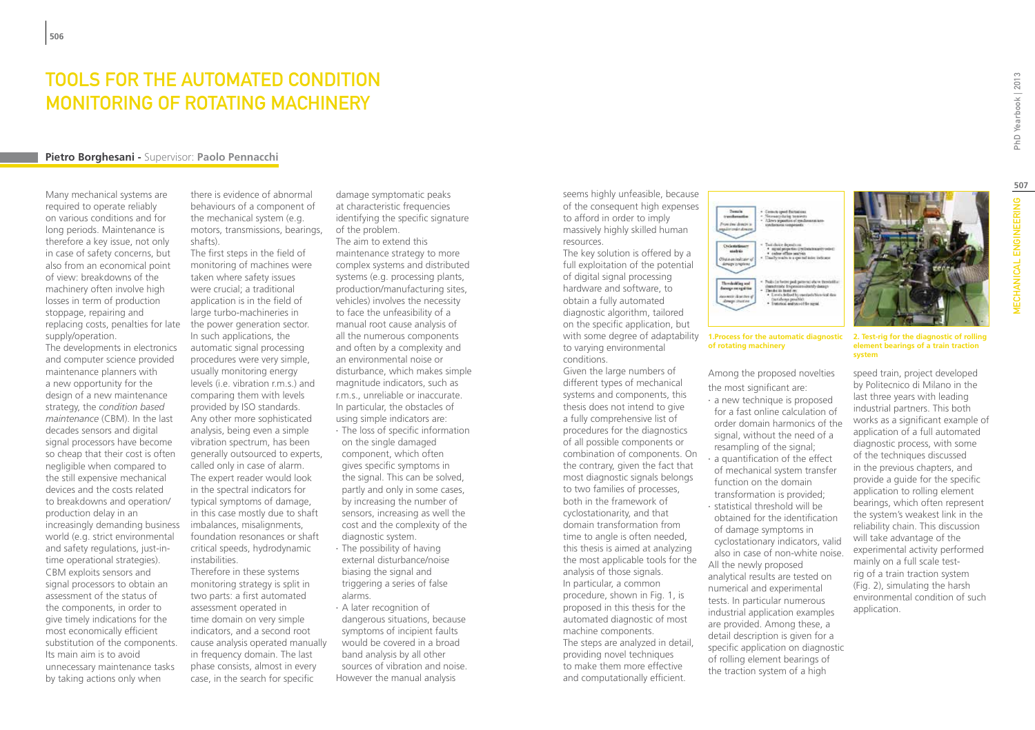# TOOLS FOR THE AUTOMATED CONDITION MONITORING OF ROTATING MACHINERY

**Pietro Borghesani** - Supervisor: **Paolo Pennacchi**

Many mechanical systems are required to operate reliably on various conditions and for long periods. Maintenance is therefore a key issue, not only in case of safety concerns, but also from an economical point of view: breakdowns of the machinery often involve high losses in term of production stoppage, repairing and replacing costs, penalties for late supply/operation.

The developments in electronics and computer science provided maintenance planners with a new opportunity for the design of a new maintenance strategy, the *condition based maintenance* (CBM). In the last decades sensors and digital signal processors have become so cheap that their cost is often negligible when compared to the still expensive mechanical devices and the costs related to breakdowns and operation/production delay in an increasingly demanding business world (e.g. strict environmental and safety regulations, just-in-time operational strategies). CBM exploits sensors and signal processors to obtain an assessment of the status of the components, in order to give timely indications for the most economically efficient substitution of the components. Its main aim is to avoid unnecessary maintenance tasks by taking actions only when there is evidence of abnormal behaviours of a component of the mechanical system (e.g. motors, transmissions, bearings, shafts).

The first steps in the field of monitoring of machines were taken where safety issues were crucial; a traditional application is in the field of large turbo-machineries in the power generation sector. In such applications, the automatic signal processing procedures were very simple, usually monitoring energy levels (i.e. vibration r.m.s.) and comparing them with levels provided by ISO standards. Any other more sophisticated analysis, being even a simple vibration spectrum, has been generally outsourced to experts, called only in case of alarm. The expert reader would look in the spectral indicators for typical symptoms of damage, in this case mostly due to shaft imbalances, misalignments, foundation resonances or shaft critical speeds, hydrodynamic instabilities.

Therefore in these systems monitoring strategy is split in two parts: a first automated assessment operated in time domain on very simple indicators, and a second root cause analysis operated manually in frequency domain. The last phase consists, almost in every case, in the search for specific damage symptomatic peaks at characteristic frequencies identifying the specific signature of the problem.

The aim to extend this maintenance strategy to more complex systems and distributed systems (e.g. processing plants, production/manufacturing sites, vehicles) involves the necessity to face the unfeasibility of a manual root cause analysis of all the numerous components and often by a complexity and an environmental noise or disturbance, which makes simple magnitude indicators, such as r.m.s., unreliable or inaccurate. In particular, the obstacles of using simple indicators are:

- The loss of specific information on the single damaged component, which often gives specific symptoms in the signal. This can be solved, partly and only in some cases, by increasing the number of sensors, increasing as well the cost and the complexity of the diagnostic system.
- The possibility of having external disturbance/noise biasing the signal and triggering a series of false alarms.
- A later recognition of dangerous situations, because symptoms of incipient faults would be covered in a broad band analysis by all other sources of vibration and noise.

However the manual analysis seems highly unfeasible, because of the consequent high expenses to afford in order to imply massively highly skilled human resources.

The key solution is offered by a full exploitation of the potential of digital signal processing hardware and software, to obtain a fully automated diagnostic algorithm, tailored on the specific application, but with some degree of adaptability to varying environmental conditions.

Given the large numbers of different types of mechanical systems and components, this thesis does not intend to give a fully comprehensive list of procedures for the diagnostics of all possible components or combination of components. On the contrary, given the fact that most diagnostic signals belongs to two families of processes, both in the framework of cyclostationarity, and that domain transformation from time to angle is often needed, this thesis is aimed at analyzing the most applicable tools for the analysis of those signals.

In particular, a common procedure, shown in Fig. 1, is proposed in this thesis for the automated diagnostic of most machine components.

The steps are analyzed in detail, providing novel techniques to make them more effective and computationally efficient.

**1.Process for the automatic diagnostic of rotating machinery**

Among the proposed novelties the most significant are:

- a new technique is proposed for a fast online calculation of order domain harmonics of the signal, without the need of a resampling of the signal;
- a quantification of the effect of mechanical system transfer function on the domain transformation is provided;
- statistical threshold will be obtained for the identification of damage symptoms in cyclostationary indicators, valid also in case of non-white noise.

All the newly proposed analytical results are tested on numerical and experimental tests. In particular numerous industrial application examples are provided. Among these, a detail description is given for a specific application on diagnostic of rolling element bearings of the traction system of a high speed train, project developed by Politecnico di Milano in the last three years with leading industrial partners. This both works as a significant example of application of a full automated diagnostic process, with some of the techniques discussed in the previous chapters, and provide a guide for the specific application to rolling element bearings, which often represent the system's weakest link in the reliability chain. This discussion will take advantage of the experimental activity performed mainly on a full scale test-rig of a train traction system (Fig. 2), simulating the harsh environmental condition of such application.

**2. Test-rig for the diagnostic of rolling element bearings of a train traction system**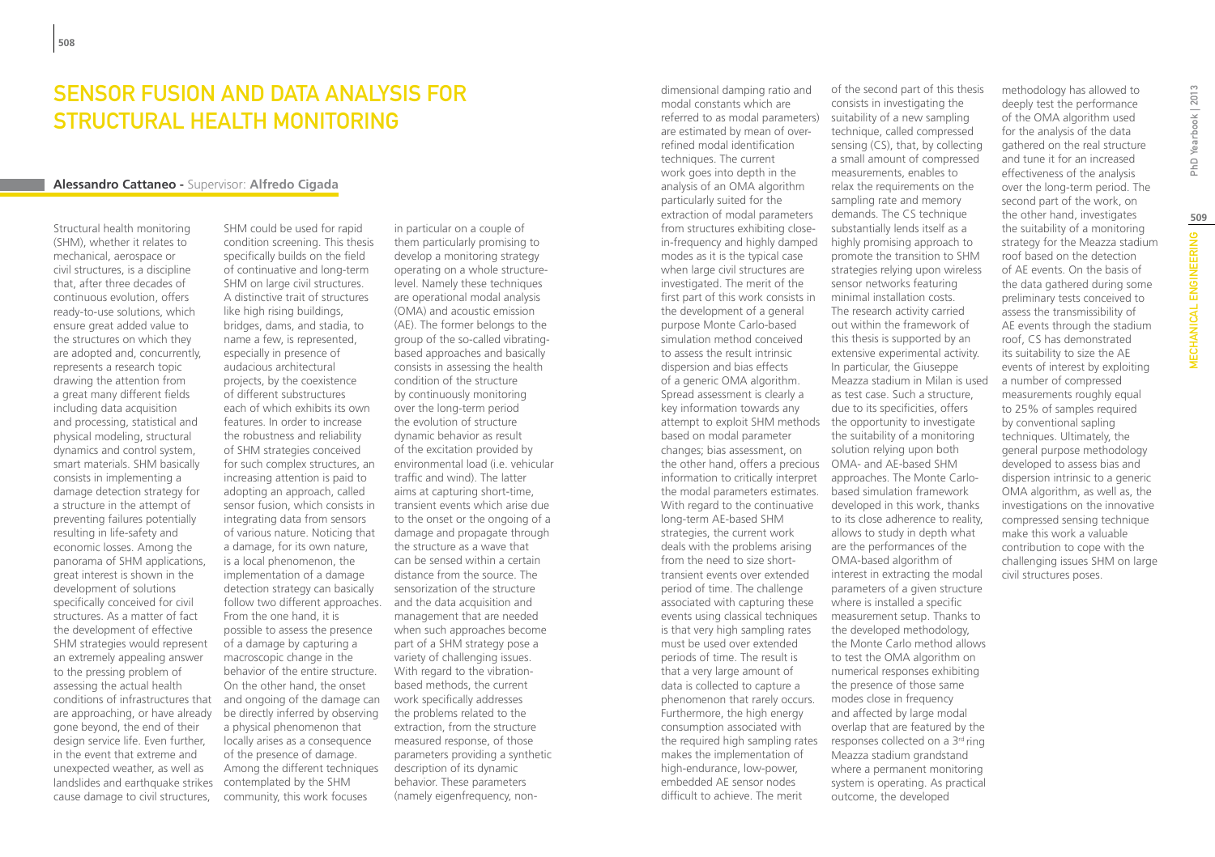# Sensor Fusion and Data Analysis for Structural Health Monitoring

**Alessandro Cattaneo** - Supervisor: **Alfredo Cigada**

Structural health monitoring (SHM), whether it relates to mechanical, aerospace or civil structures, is a discipline that, after three decades of continuous evolution, offers ready-to-use solutions, which ensure great added value to the structures on which they are adopted and, concurrently, represents a research topic drawing the attention from a great many different fields including data acquisition and processing, statistical and physical modeling, structural dynamics and control system, smart materials. SHM basically consists in implementing a damage detection strategy for a structure in the attempt of preventing failures potentially resulting in life-safety and economic losses. Among the panorama of SHM applications, great interest is shown in the development of solutions specifically conceived for civil structures. As a matter of fact the development of effective SHM strategies would represent an extremely appealing answer to the pressing problem of assessing the actual health conditions of infrastructures that are approaching, or have already gone beyond, the end of their design service life. Even further, in the event that extreme and unexpected weather, as well as landslides and earthquake strikes cause damage to civil structures, SHM could be used for rapid condition screening. This thesis specifically builds on the field of continuative and long-term SHM on large civil structures. A distinctive trait of structures like high rising buildings, bridges, dams, and stadia, to name a few, is represented, especially in presence of audacious architectural projects, by the coexistence of different substructures each of which exhibits its own features. In order to increase the robustness and reliability of SHM strategies conceived for such complex structures, an increasing attention is paid to adopting an approach, called sensor fusion, which consists in integrating data from sensors of various nature. Noticing that a damage, for its own nature, is a local phenomenon, the implementation of a damage detection strategy can basically follow two different approaches. From the one hand, it is possible to assess the presence of a damage by capturing a macroscopic change in the behavior of the entire structure. On the other hand, the onset and ongoing of the damage can be directly inferred by observing a physical phenomenon that locally arises as a consequence of the presence of damage. Among the different techniques contemplated by the SHM community, this work focuses in particular on a couple of them particularly promising to develop a monitoring strategy operating on a whole structure-level. Namely these techniques are operational modal analysis (OMA) and acoustic emission (AE). The former belongs to the group of the so-called vibrating-based approaches and basically consists in assessing the health condition of the structure by continuously monitoring over the long-term period the evolution of structure dynamic behavior as result of the excitation provided by environmental load (i.e. vehicular traffic and wind). The latter aims at capturing short-time, transient events which arise due to the onset or the ongoing of a damage and propagate through the structure as a wave that can be sensed within a certain distance from the source. The sensorization of the structure and the data acquisition and management that are needed when such approaches become part of a SHM strategy pose a variety of challenging issues. With regard to the vibration-based methods, the current work specifically addresses the problems related to the extraction, from the structure measured response, of those parameters providing a synthetic description of its dynamic behavior. These parameters (namely eigenfrequency, non-dimensional damping ratio and modal constants which are referred to as modal parameters) are estimated by mean of over-refined modal identification techniques. The current work goes into depth in the analysis of an OMA algorithm particularly suited for the extraction of modal parameters from structures exhibiting close-in-frequency and highly damped modes as it is the typical case when large civil structures are investigated. The merit of the first part of this work consists in the development of a general purpose Monte Carlo-based simulation method conceived to assess the result intrinsic dispersion and bias effects of a generic OMA algorithm. Spread assessment is clearly a key information towards any attempt to exploit SHM methods based on modal parameter changes; bias assessment, on the other hand, offers a precious information to critically interpret the modal parameters estimates. With regard to the continuative long-term AE-based SHM strategies, the current work deals with the problems arising from the need to size short-transient events over extended period of time. The challenge associated with capturing these events using classical techniques is that very high sampling rates must be used over extended periods of time. The result is that a very large amount of data is collected to capture a phenomenon that rarely occurs. Furthermore, the high energy consumption associated with the required high sampling rates makes the implementation of high-endurance, low-power, embedded AE sensor nodes difficult to achieve. The merit of the second part of this thesis consists in investigating the suitability of a new sampling technique, called compressed sensing (CS), that, by collecting a small amount of compressed measurements, enables to relax the requirements on the sampling rate and memory demands. The CS technique substantially lends itself as a highly promising approach to promote the transition to SHM strategies relying upon wireless sensor networks featuring minimal installation costs. The research activity carried out within the framework of this thesis is supported by an extensive experimental activity. In particular, the Giuseppe Meazza stadium in Milan is used as test case. Such a structure, due to its specificities, offers the opportunity to investigate the suitability of a monitoring solution relying upon both OMA- and AE-based SHM approaches. The Monte Carlo-based simulation framework developed in this work, thanks to its close adherence to reality, allows to study in depth what are the performances of the OMA-based algorithm of interest in extracting the modal parameters of a given structure where is installed a specific measurement setup. Thanks to the developed methodology, the Monte Carlo method allows to test the OMA algorithm on numerical responses exhibiting the presence of those same modes close in frequency and affected by large modal overlap that are featured by the responses collected on a 3[rd] ring Meazza stadium grandstand where a permanent monitoring system is operating. As practical outcome, the developed methodology has allowed to deeply test the performance of the OMA algorithm used for the analysis of the data gathered on the real structure and tune it for an increased effectiveness of the analysis over the long-term period. The second part of the work, on the other hand, investigates the suitability of a monitoring strategy for the Meazza stadium roof based on the detection of AE events. On the basis of the data gathered during some preliminary tests conceived to assess the transmissibility of AE events through the stadium roof, CS has demonstrated its suitability to size the AE events of interest by exploiting a number of compressed measurements roughly equal to 25% of samples required by conventional sapling techniques. Ultimately, the general purpose methodology developed to assess bias and dispersion intrinsic to a generic OMA algorithm, as well as, the investigations on the innovative compressed sensing technique make this work a valuable contribution to cope with the challenging issues SHM on large civil structures poses.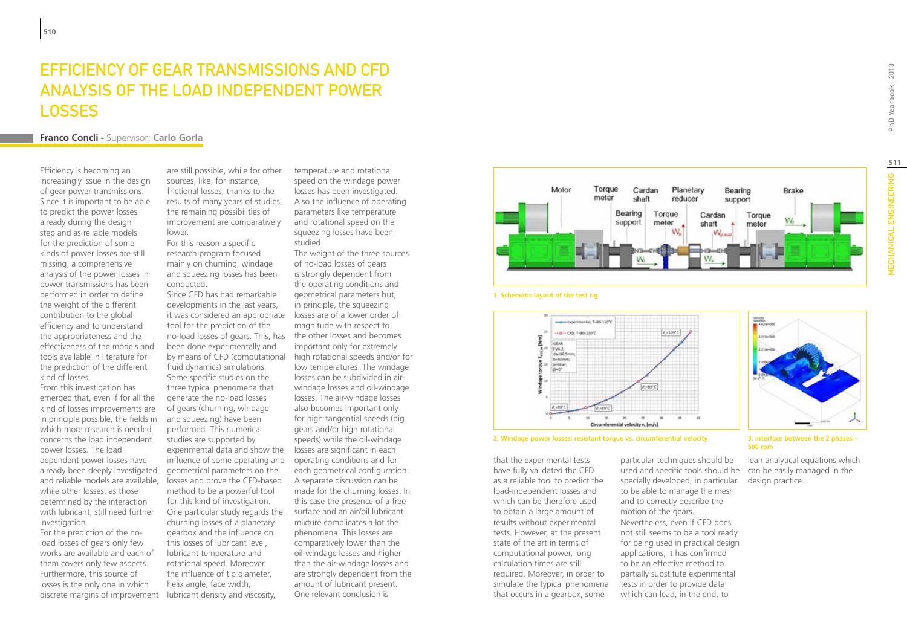# EFFICIENCY OF GEAR TRANSMISSIONS AND CFD ANALYSIS OF THE LOAD INDEPENDENT POWER LOSSES

**Franco Concli -** Supervisor: **Carlo Gorla**

Efficiency is becoming an increasingly issue in the design of gear power transmissions. Since it is important to be able to predict the power losses already during the design step and as reliable models for the prediction of some kinds of power losses are still missing, a comprehensive analysis of the power losses in power transmissions has been performed in order to define the weight of the different contribution to the global efficiency and to understand the appropriateness and the effectiveness of the models and tools available in literature for the prediction of the different kind of losses.

From this investigation has emerged that, even if for all the kind of losses improvements are in principle possible, the fields in which more research is needed concerns the load independent power losses. The load dependent power losses have already been deeply investigated and reliable models are available, while other losses, as those determined by the interaction with lubricant, still need further investigation.

For the prediction of the no-load losses of gears only few works are available and each of them covers only few aspects. Furthermore, this source of losses is the only one in which discrete margins of improvement are still possible, while for other sources, like, for instance, frictional losses, thanks to the results of many years of studies, the remaining possibilities of improvement are comparatively lower.

For this reason a specific research program focused mainly on churning, windage and squeezing losses has been conducted.

Since CFD has had remarkable developments in the last years, it was considered an appropriate tool for the prediction of the no-load losses of gears. This, has been done experimentally and by means of CFD (computational fluid dynamics) simulations. Some specific studies on the three typical phenomena that generate the no-load losses of gears (churning, windage and squeezing) have been performed. This numerical studies are supported by experimental data and show the influence of some operating and geometrical parameters on the losses and prove the CFD-based method to be a powerful tool for this kind of investigation. One particular study regards the churning losses of a planetary gearbox and the influence on this losses of lubricant level, lubricant temperature and rotational speed. Moreover the influence of tip diameter, helix angle, face width, lubricant density and viscosity, temperature and rotational speed on the windage power losses has been investigated. Also the influence of operating parameters like temperature and rotational speed on the squeezing losses have been studied.

The weight of the three sources of no-load losses of gears is strongly dependent from the operating conditions and geometrical parameters but, in principle, the squeezing losses are of a lower order of magnitude with respect to the other losses and becomes important only for extremely high rotational speeds and/or for low temperatures. The windage losses can be subdivided in air-windage losses and oil-windage losses. The air-windage losses also becomes important only for high tangential speeds (big gears and/or high rotational speeds) while the oil-windage losses are significant in each operating conditions and for each geometrical configuration. A separate discussion can be made for the churning losses. In this case the presence of a free surface and an air/oil lubricant mixture complicates a lot the phenomena. This losses are comparatively lower than the oil-windage losses and higher than the air-windage losses and are strongly dependent from the amount of lubricant present. One relevant conclusion is that the experimental tests have fully validated the CFD as a reliable tool to predict the load-independent losses and which can be therefore used to obtain a large amount of results without experimental tests. However, at the present state of the art in terms of computational power, long calculation times are still required. Moreover, in order to simulate the typical phenomena that occurs in a gearbox, some particular techniques should be used and specific tools should be specially developed, in particular to be able to manage the mesh and to correctly describe the motion of the gears. Nevertheless, even if CFD does not still seems to be a tool ready for being used in practical design applications, it has confirmed to be an effective method to partially substitute experimental tests in order to provide data which can lead, in the end, to lean analytical equations which can be easily managed in the design practice.

**1. Schematic layout of the test rig**

**2. Windage power losses: resistant torque vs. circumferential velocity**

**3. interface between the 2 phases – 500 rpm**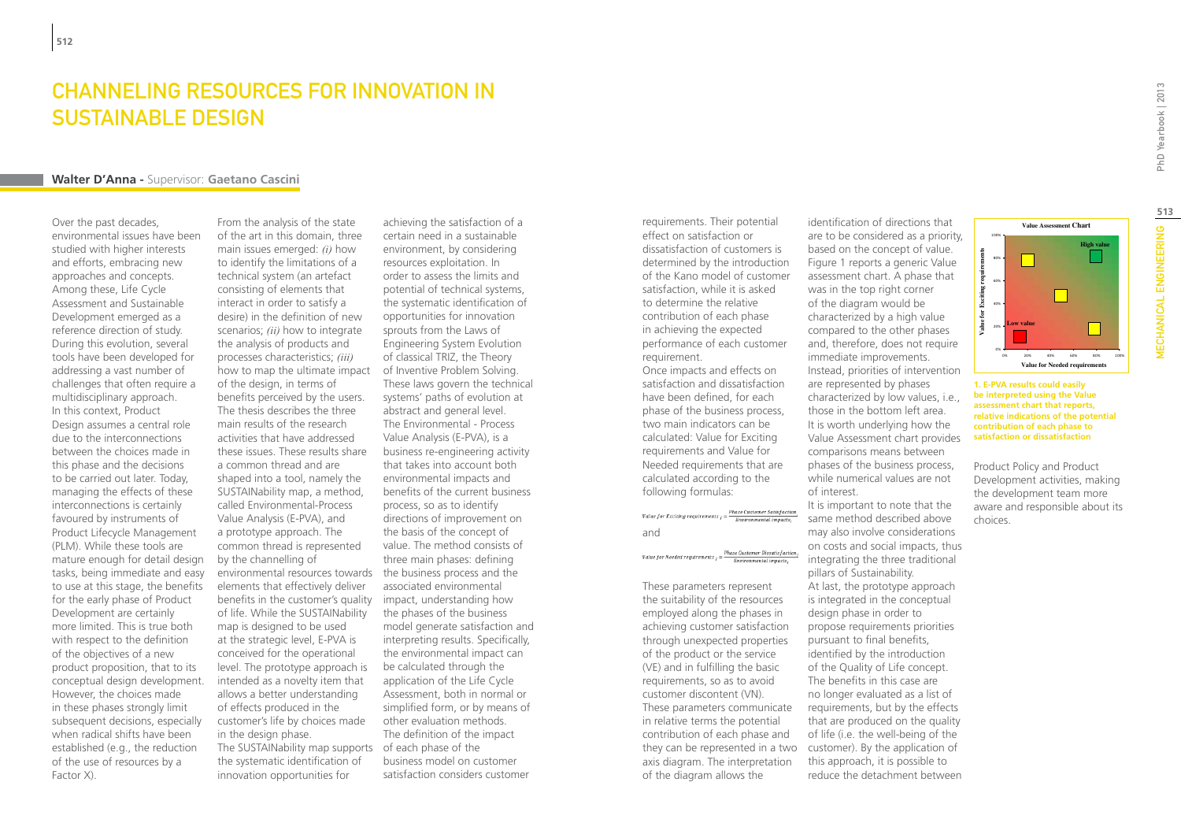# CHANNELING RESOURCES FOR INNOVATION IN SUSTAINABLE DESIGN

**Walter D'Anna** - Supervisor: **Gaetano Cascini**

Over the past decades, environmental issues have been studied with higher interests and efforts, embracing new approaches and concepts. Among these, Life Cycle Assessment and Sustainable Development emerged as a reference direction of study. During this evolution, several tools have been developed for addressing a vast number of challenges that often require a multidisciplinary approach. In this context, Product Design assumes a central role due to the interconnections between the choices made in this phase and the decisions to be carried out later. Today, managing the effects of these interconnections is certainly favoured by instruments of Product Lifecycle Management (PLM). While these tools are mature enough for detail design tasks, being immediate and easy to use at this stage, the benefits for the early phase of Product Development are certainly more limited. This is true both with respect to the definition of the objectives of a new product proposition, that to its conceptual design development. However, the choices made in these phases strongly limit subsequent decisions, especially when radical shifts have been established (e.g., the reduction of the use of resources by a Factor X).

From the analysis of the state of the art in this domain, three main issues emerged: *(i)* how to identify the limitations of a technical system (an artefact consisting of elements that interact in order to satisfy a desire) in the definition of new scenarios; *(ii)* how to integrate the analysis of products and processes characteristics; *(iii)* how to map the ultimate impact of the design, in terms of benefits perceived by the users. The thesis describes the three main results of the research activities that have addressed these issues. These results share a common thread and are shaped into a tool, namely the SUSTAINability map, a method, called Environmental-Process Value Analysis (E-PVA), and a prototype approach. The common thread is represented by the channelling of environmental resources towards elements that effectively deliver benefits in the customer's quality of life. While the SUSTAINability map is designed to be used at the strategic level, E-PVA is conceived for the operational level. The prototype approach is intended as a novelty item that allows a better understanding of effects produced in the customer's life by choices made in the design phase.

The SUSTAINability map supports the systematic identification of innovation opportunities for achieving the satisfaction of a certain need in a sustainable environment, by considering resources exploitation. In order to assess the limits and potential of technical systems, the systematic identification of opportunities for innovation sprouts from the Laws of Engineering System Evolution of classical TRIZ, the Theory of Inventive Problem Solving. These laws govern the technical systems' paths of evolution at abstract and general level.

The Environmental - Process Value Analysis (E-PVA), is a business re-engineering activity that takes into account both environmental impacts and benefits of the current business process, so as to identify directions of improvement on the basis of the concept of value. The method consists of three main phases: defining the business process and the associated environmental impact, understanding how the phases of the business model generate satisfaction and interpreting results. Specifically, the environmental impact can be calculated through the application of the Life Cycle Assessment, both in normal or simplified form, or by means of other evaluation methods. The definition of the impact of each phase of the business model on customer satisfaction considers customer requirements. Their potential effect on satisfaction or dissatisfaction of customers is determined by the introduction of the Kano model of customer satisfaction, while it is asked to determine the relative contribution of each phase in achieving the expected performance of each customer requirement.

Once impacts and effects on satisfaction and dissatisfaction have been defined, for each phase of the business process, two main indicators can be calculated: Value for Exciting requirements and Value for Needed requirements that are calculated according to the following formulas:

$$\text{Value for Exciting requirements}_i = \frac{\text{Phase Customer Satisfaction}_i}{\text{Environmental impacts}_i}$$

and

$$\text{Value for Needed requirements}_i = \frac{\text{Phase Customer Dissatisfaction}_i}{\text{Environmental impacts}_i}$$

These parameters represent the suitability of the resources employed along the phases in achieving customer satisfaction through unexpected properties of the product or the service (VE) and in fulfilling the basic requirements, so as to avoid customer discontent (VN). These parameters communicate in relative terms the potential contribution of each phase and they can be represented in a two axis diagram. The interpretation of the diagram allows the identification of directions that are to be considered as a priority, based on the concept of value. Figure 1 reports a generic Value assessment chart. A phase that was in the top right corner of the diagram would be characterized by a high value compared to the other phases and, therefore, does not require immediate improvements. Instead, priorities of intervention are represented by phases characterized by low values, i.e., those in the bottom left area. It is worth underlying how the Value Assessment chart provides comparisons means between phases of the business process, while numerical values are not of interest.

It is important to note that the same method described above may also involve considerations on costs and social impacts, thus integrating the three traditional pillars of Sustainability.

At last, the prototype approach is integrated in the conceptual design phase in order to propose requirements priorities pursuant to final benefits, identified by the introduction of the Quality of Life concept. The benefits in this case are no longer evaluated as a list of requirements, but by the effects that are produced on the quality of life (i.e. the well-being of the customer). By the application of this approach, it is possible to reduce the detachment between Product Policy and Product Development activities, making the development team more aware and responsible about its choices.

**1. E-PVA results could easily be interpreted using the Value assessment chart that reports, relative indications of the potential contribution of each phase to satisfaction or dissatisfaction**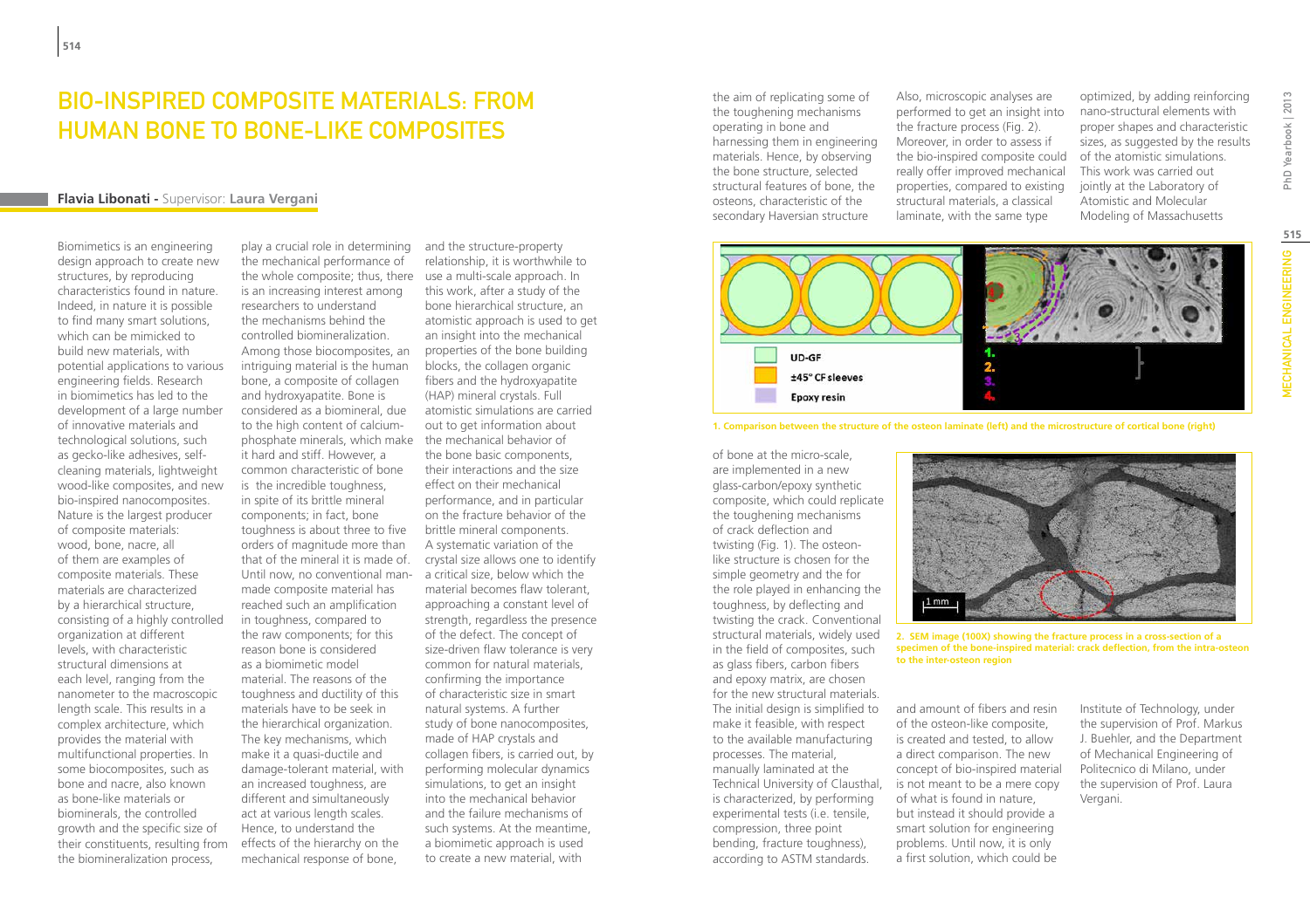# BIO-INSPIRED COMPOSITE MATERIALS: FROM HUMAN BONE TO BONE-LIKE COMPOSITES

**Flavia Libonati -** Supervisor: **Laura Vergani**

Biomimetics is an engineering design approach to create new structures, by reproducing characteristics found in nature. Indeed, in nature it is possible to find many smart solutions, which can be mimicked to build new materials, with potential applications to various engineering fields. Research in biomimetics has led to the development of a large number of innovative materials and technological solutions, such as gecko-like adhesives, self-cleaning materials, lightweight wood-like composites, and new bio-inspired nanocomposites. Nature is the largest producer of composite materials: wood, bone, nacre, all of them are examples of composite materials. These materials are characterized by a hierarchical structure, consisting of a highly controlled organization at different levels, with characteristic structural dimensions at each level, ranging from the nanometer to the macroscopic length scale. This results in a complex architecture, which provides the material with multifunctional properties. In some biocomposites, such as bone and nacre, also known as bone-like materials or biominerals, the controlled growth and the specific size of their constituents, resulting from the biomineralization process, play a crucial role in determining the mechanical performance of the whole composite; thus, there is an increasing interest among researchers to understand the mechanisms behind the controlled biomineralization. Among those biocomposites, an intriguing material is the human bone, a composite of collagen and hydroxyapatite. Bone is considered as a biomineral, due to the high content of calcium-phosphate minerals, which make it hard and stiff. However, a common characteristic of bone is the incredible toughness, in spite of its brittle mineral components; in fact, bone toughness is about three to five orders of magnitude more than that of the mineral it is made of. Until now, no conventional man-made composite material has reached such an amplification in toughness, compared to the raw components; for this reason bone is considered as a biomimetic model material. The reasons of the toughness and ductility of this materials have to be seek in the hierarchical organization. The key mechanisms, which make it a quasi-ductile and damage-tolerant material, with an increased toughness, are different and simultaneously act at various length scales. Hence, to understand the effects of the hierarchy on the mechanical response of bone, and the structure-property relationship, it is worthwhile to use a multi-scale approach. In this work, after a study of the bone hierarchical structure, an atomistic approach is used to get an insight into the mechanical properties of the bone building blocks, the collagen organic fibers and the hydroxyapatite (HAP) mineral crystals. Full atomistic simulations are carried out to get information about the mechanical behavior of the bone basic components, their interactions and the size effect on their mechanical performance, and in particular on the fracture behavior of the brittle mineral components. A systematic variation of the crystal size allows one to identify a critical size, below which the material becomes flaw tolerant, approaching a constant level of strength, regardless the presence of the defect. The concept of size-driven flaw tolerance is very common for natural materials, confirming the importance of characteristic size in smart natural systems. A further study of bone nanocomposites, made of HAP crystals and collagen fibers, is carried out, by performing molecular dynamics simulations, to get an insight into the mechanical behavior and the failure mechanisms of such systems. At the meantime, a biomimetic approach is used to create a new material, with the aim of replicating some of the toughening mechanisms operating in bone and harnessing them in engineering materials. Hence, by observing the bone structure, selected structural features of bone, the osteons, characteristic of the secondary Haversian structure of bone at the micro-scale, are implemented in a new glass-carbon/epoxy synthetic composite, which could replicate the toughening mechanisms of crack deflection and twisting (Fig. 1). The osteon-like structure is chosen for the simple geometry and the for the role played in enhancing the toughness, by deflecting and twisting the crack. Conventional structural materials, widely used in the field of composites, such as glass fibers, carbon fibers and epoxy matrix, are chosen for the new structural materials. The initial design is simplified to make it feasible, with respect to the available manufacturing processes. The material, manually laminated at the Technical University of Clausthal, is characterized, by performing experimental tests (i.e. tensile, compression, three point bending, fracture toughness), according to ASTM standards. Also, microscopic analyses are performed to get an insight into the fracture process (Fig. 2). Moreover, in order to assess if the bio-inspired composite could really offer improved mechanical properties, compared to existing structural materials, a classical laminate, with the same type and amount of fibers and resin of the osteon-like composite, is created and tested, to allow a direct comparison. The new concept of bio-inspired material is not meant to be a mere copy of what is found in nature, but instead it should provide a smart solution for engineering problems. Until now, it is only a first solution, which could be optimized, by adding reinforcing nano-structural elements with proper shapes and characteristic sizes, as suggested by the results of the atomistic simulations. This work was carried out jointly at the Laboratory of Atomistic and Molecular Modeling of Massachusetts Institute of Technology, under the supervision of Prof. Markus J. Buehler, and the Department of Mechanical Engineering of Politecnico di Milano, under the supervision of Prof. Laura Vergani.

1. Comparison between the structure of the osteon laminate (left) and the microstructure of cortical bone (right)

2. SEM image (100X) showing the fracture process in a cross-section of a specimen of the bone-inspired material: crack deflection, from the intra-osteon to the inter-osteon region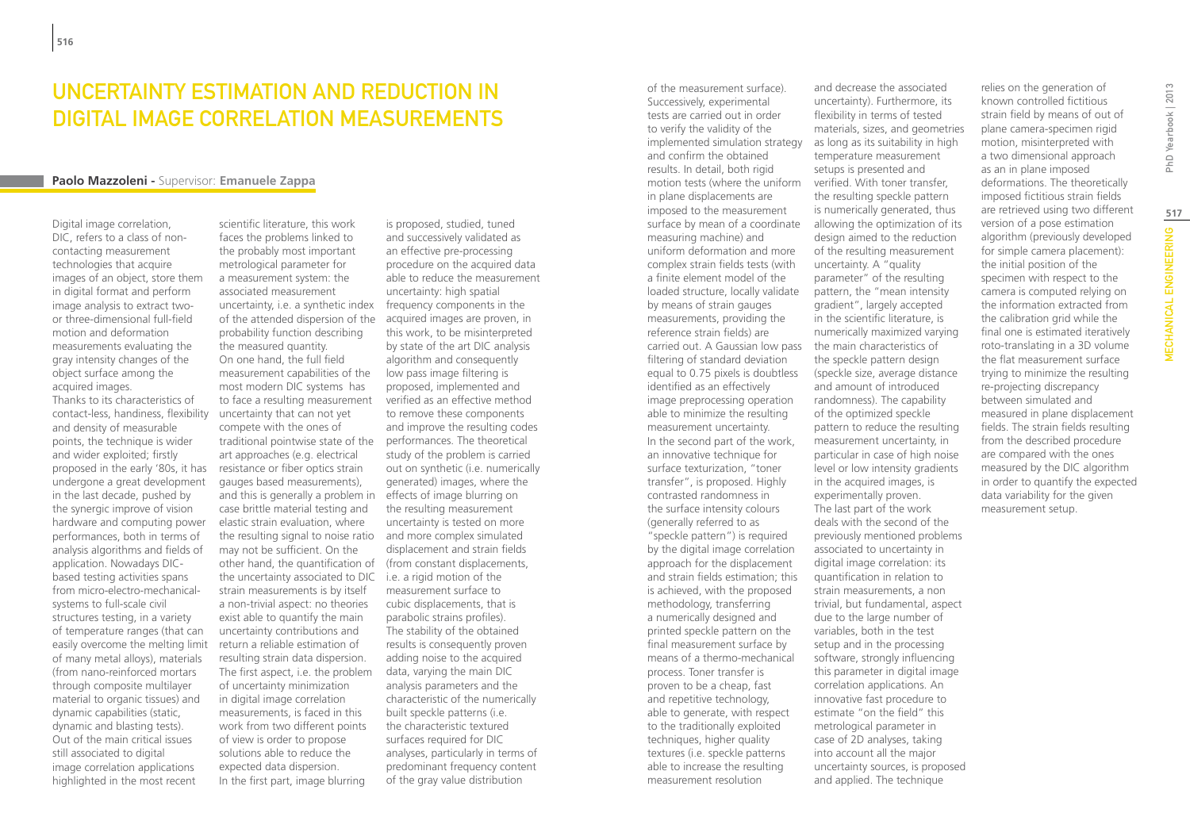# Uncertainty Estimation and Reduction in Digital Image Correlation Measurements

**Paolo Mazzoleni -** Supervisor: **Emanuele Zappa**

Digital image correlation, DIC, refers to a class of non-contacting measurement technologies that acquire images of an object, store them in digital format and perform image analysis to extract two- or three-dimensional full-field motion and deformation measurements evaluating the gray intensity changes of the object surface among the acquired images.

Thanks to its characteristics of contact-less, handiness, flexibility and density of measurable points, the technique is wider and wider exploited; firstly proposed in the early '80s, it has undergone a great development in the last decade, pushed by the synergic improve of vision hardware and computing power performances, both in terms of analysis algorithms and fields of application. Nowadays DIC-based testing activities spans from micro-electro-mechanical-systems to full-scale civil structures testing, in a variety of temperature ranges (that can easily overcome the melting limit of many metal alloys), materials (from nano-reinforced mortars through composite multilayer material to organic tissues) and dynamic capabilities (static, dynamic and blasting tests).

Out of the main critical issues still associated to digital image correlation applications highlighted in the most recent scientific literature, this work faces the problems linked to the probably most important metrological parameter for a measurement system: the associated measurement uncertainty, i.e. a synthetic index of the attended dispersion of the probability function describing the measured quantity.

On one hand, the full field measurement capabilities of the most modern DIC systems has to face a resulting measurement uncertainty that can not yet compete with the ones of traditional pointwise state of the art approaches (e.g. electrical resistance or fiber optics strain gauges based measurements), and this is generally a problem in case brittle material testing and elastic strain evaluation, where the resulting signal to noise ratio may not be sufficient. On the other hand, the quantification of the uncertainty associated to DIC strain measurements is by itself a non-trivial aspect: no theories exist able to quantify the main uncertainty contributions and return a reliable estimation of resulting strain data dispersion. The first aspect, i.e. the problem of uncertainty minimization in digital image correlation measurements, is faced in this work from two different points of view is order to propose solutions able to reduce the expected data dispersion.

In the first part, image blurring is proposed, studied, tuned and successively validated as an effective pre-processing procedure on the acquired data able to reduce the measurement uncertainty: high spatial frequency components in the acquired images are proven, in this work, to be misinterpreted by state of the art DIC analysis algorithm and consequently low pass image filtering is proposed, implemented and verified as an effective method to remove these components and improve the resulting codes performances. The theoretical study of the problem is carried out on synthetic (i.e. numerically generated) images, where the effects of image blurring on the resulting measurement uncertainty is tested on more and more complex simulated displacement and strain fields (from constant displacements, i.e. a rigid motion of the measurement surface to cubic displacements, that is parabolic strains profiles). The stability of the obtained results is consequently proven adding noise to the acquired data, varying the main DIC analysis parameters and the characteristic of the numerically built speckle patterns (i.e. the characteristic textured surfaces required for DIC analyses, particularly in terms of predominant frequency content of the gray value distribution of the measurement surface).

Successively, experimental tests are carried out in order to verify the validity of the implemented simulation strategy and confirm the obtained results. In detail, both rigid motion tests (where the uniform in plane displacements are imposed to the measurement surface by mean of a coordinate measuring machine) and uniform deformation and more complex strain fields tests (with a finite element model of the loaded structure, locally validate by means of strain gauges measurements, providing the reference strain fields) are carried out. A Gaussian low pass filtering of standard deviation equal to 0.75 pixels is doubtless identified as an effectively image preprocessing operation able to minimize the resulting measurement uncertainty.

In the second part of the work, an innovative technique for surface texturization, "toner transfer", is proposed. Highly contrasted randomness in the surface intensity colours (generally referred to as "speckle pattern") is required by the digital image correlation approach for the displacement and strain fields estimation; this is achieved, with the proposed methodology, transferring a numerically designed and printed speckle pattern on the final measurement surface by means of a thermo-mechanical process. Toner transfer is proven to be a cheap, fast and repetitive technology, able to generate, with respect to the traditionally exploited techniques, higher quality textures (i.e. speckle patterns able to increase the resulting measurement resolution and decrease the associated uncertainty). Furthermore, its flexibility in terms of tested materials, sizes, and geometries as long as its suitability in high temperature measurement setups is presented and verified. With toner transfer, the resulting speckle pattern is numerically generated, thus allowing the optimization of its design aimed to the reduction of the resulting measurement uncertainty. A "quality parameter" of the resulting pattern, the "mean intensity gradient", largely accepted in the scientific literature, is numerically maximized varying the main characteristics of the speckle pattern design (speckle size, average distance and amount of introduced randomness). The capability of the optimized speckle pattern to reduce the resulting measurement uncertainty, in particular in case of high noise level or low intensity gradients in the acquired images, is experimentally proven.

The last part of the work deals with the second of the previously mentioned problems associated to uncertainty in digital image correlation: its quantification in relation to strain measurements, a non trivial, but fundamental, aspect due to the large number of variables, both in the test setup and in the processing software, strongly influencing this parameter in digital image correlation applications. An innovative fast procedure to estimate "on the field" this metrological parameter in case of 2D analyses, taking into account all the major uncertainty sources, is proposed and applied. The technique relies on the generation of known controlled fictitious strain field by means of out of plane camera-specimen rigid motion, misinterpreted with a two dimensional approach as an in plane imposed deformations. The theoretically imposed fictitious strain fields are retrieved using two different version of a pose estimation algorithm (previously developed for simple camera placement): the initial position of the specimen with respect to the camera is computed relying on the information extracted from the calibration grid while the final one is estimated iteratively roto-translating in a 3D volume the flat measurement surface trying to minimize the resulting re-projecting discrepancy between simulated and measured in plane displacement fields. The strain fields resulting from the described procedure are compared with the ones measured by the DIC algorithm in order to quantify the expected data variability for the given measurement setup.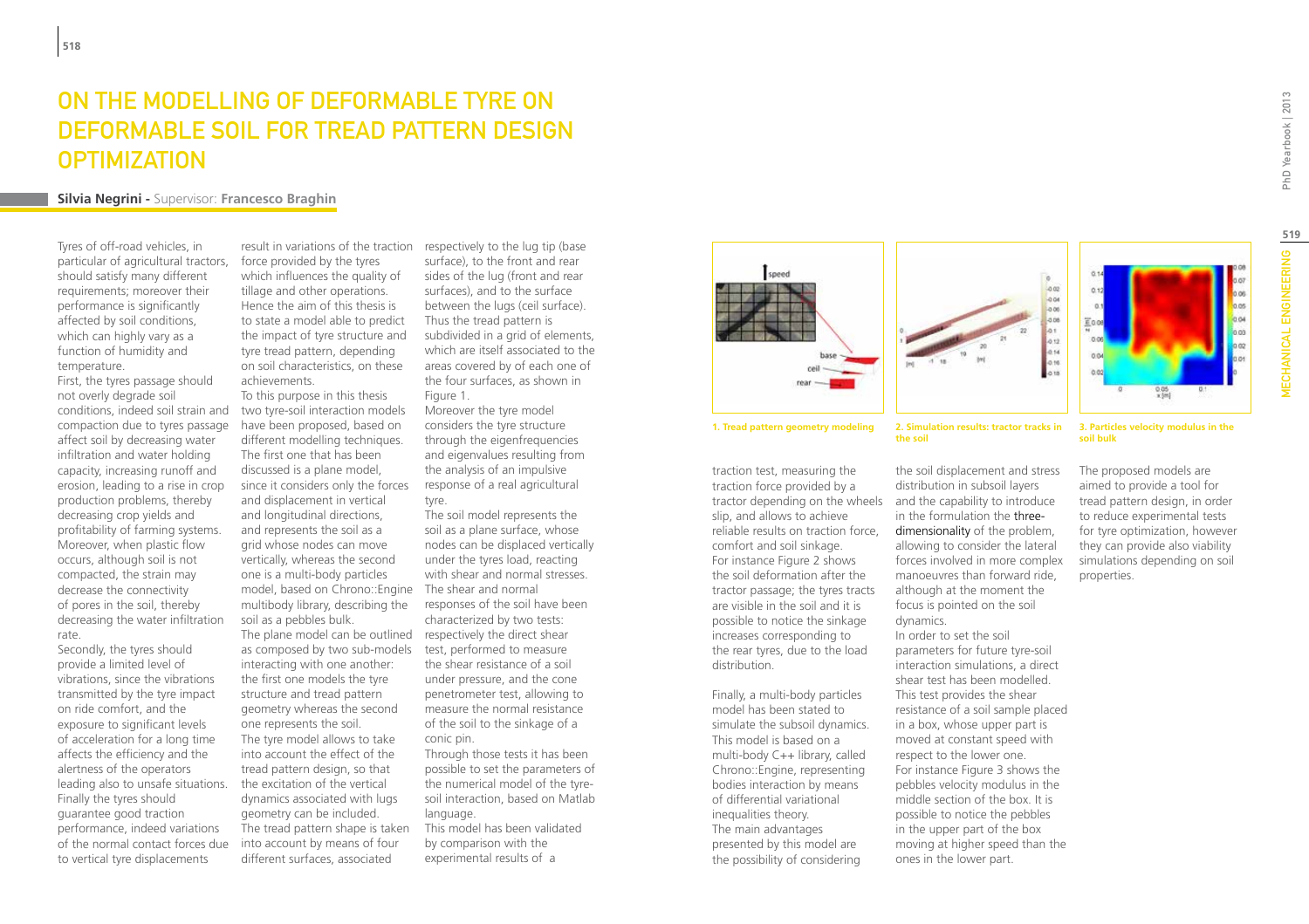# ON THE MODELLING OF DEFORMABLE TYRE ON DEFORMABLE SOIL FOR TREAD PATTERN DESIGN OPTIMIZATION

**Silvia Negrini -** Supervisor: **Francesco Braghin**

Tyres of off-road vehicles, in particular of agricultural tractors, should satisfy many different requirements; moreover their performance is significantly affected by soil conditions, which can highly vary as a function of humidity and temperature.

First, the tyres passage should not overly degrade soil conditions, indeed soil strain and compaction due to tyres passage affect soil by decreasing water infiltration and water holding capacity, increasing runoff and erosion, leading to a rise in crop production problems, thereby decreasing crop yields and profitability of farming systems. Moreover, when plastic flow occurs, although soil is not compacted, the strain may decrease the connectivity of pores in the soil, thereby decreasing the water infiltration rate.

Secondly, the tyres should provide a limited level of vibrations, since the vibrations transmitted by the tyre impact on ride comfort, and the exposure to significant levels of acceleration for a long time affects the efficiency and the alertness of the operators leading also to unsafe situations.

Finally the tyres should guarantee good traction performance, indeed variations of the normal contact forces due to vertical tyre displacements result in variations of the traction force provided by the tyres which influences the quality of tillage and other operations.

Hence the aim of this thesis is to state a model able to predict the impact of tyre structure and tyre tread pattern, depending on soil characteristics, on these achievements.

To this purpose in this thesis two tyre-soil interaction models have been proposed, based on different modelling techniques. The first one that has been discussed is a plane model, since it considers only the forces and displacement in vertical and longitudinal directions, and represents the soil as a grid whose nodes can move vertically, whereas the second one is a multi-body particles model, based on Chrono::Engine multibody library, describing the soil as a pebbles bulk.

The plane model can be outlined as composed by two sub-models interacting with one another: the first one models the tyre structure and tread pattern geometry whereas the second one represents the soil.

The tyre model allows to take into account the effect of the tread pattern design, so that the excitation of the vertical dynamics associated with lugs geometry can be included.

The tread pattern shape is taken into account by means of four different surfaces, associated respectively to the lug tip (base surface), to the front and rear sides of the lug (front and rear surfaces), and to the surface between the lugs (ceil surface). Thus the tread pattern is subdivided in a grid of elements, which are itself associated to the areas covered by of each one of the four surfaces, as shown in Figure 1.

Moreover the tyre model considers the tyre structure through the eigenfrequencies and eigenvalues resulting from the analysis of an impulsive response of a real agricultural tyre.

The soil model represents the soil as a plane surface, whose nodes can be displaced vertically under the tyres load, reacting with shear and normal stresses. The shear and normal responses of the soil have been characterized by two tests: respectively the direct shear test, performed to measure the shear resistance of a soil under pressure, and the cone penetrometer test, allowing to measure the normal resistance of the soil to the sinkage of a conic pin.

Through those tests it has been possible to set the parameters of the numerical model of the tyre-soil interaction, based on Matlab language.

This model has been validated by comparison with the experimental results of a traction test, measuring the traction force provided by a tractor depending on the wheels slip, and allows to achieve reliable results on traction force, comfort and soil sinkage.

For instance Figure 2 shows the soil deformation after the tractor passage; the tyres tracts are visible in the soil and it is possible to notice the sinkage increases corresponding to the rear tyres, due to the load distribution.

Finally, a multi-body particles model has been stated to simulate the subsoil dynamics. This model is based on a multi-body C++ library, called Chrono::Engine, representing bodies interaction by means of differential variational inequalities theory.

The main advantages presented by this model are the possibility of considering the soil displacement and stress distribution in subsoil layers and the capability to introduce in the formulation the three-dimensionality of the problem, allowing to consider the lateral forces involved in more complex manoeuvres than forward ride, although at the moment the focus is pointed on the soil dynamics.

In order to set the soil parameters for future tyre-soil interaction simulations, a direct shear test has been modelled. This test provides the shear resistance of a soil sample placed in a box, whose upper part is moved at constant speed with respect to the lower one.

For instance Figure 3 shows the pebbles velocity modulus in the middle section of the box. It is possible to notice the pebbles in the upper part of the box moving at higher speed than the ones in the lower part.

The proposed models are aimed to provide a tool for tread pattern design, in order to reduce experimental tests for tyre optimization, however they can provide also viability simulations depending on soil properties.

1. Tread pattern geometry modeling

2. Simulation results: tractor tracks in the soil

3. Particles velocity modulus in the soil bulk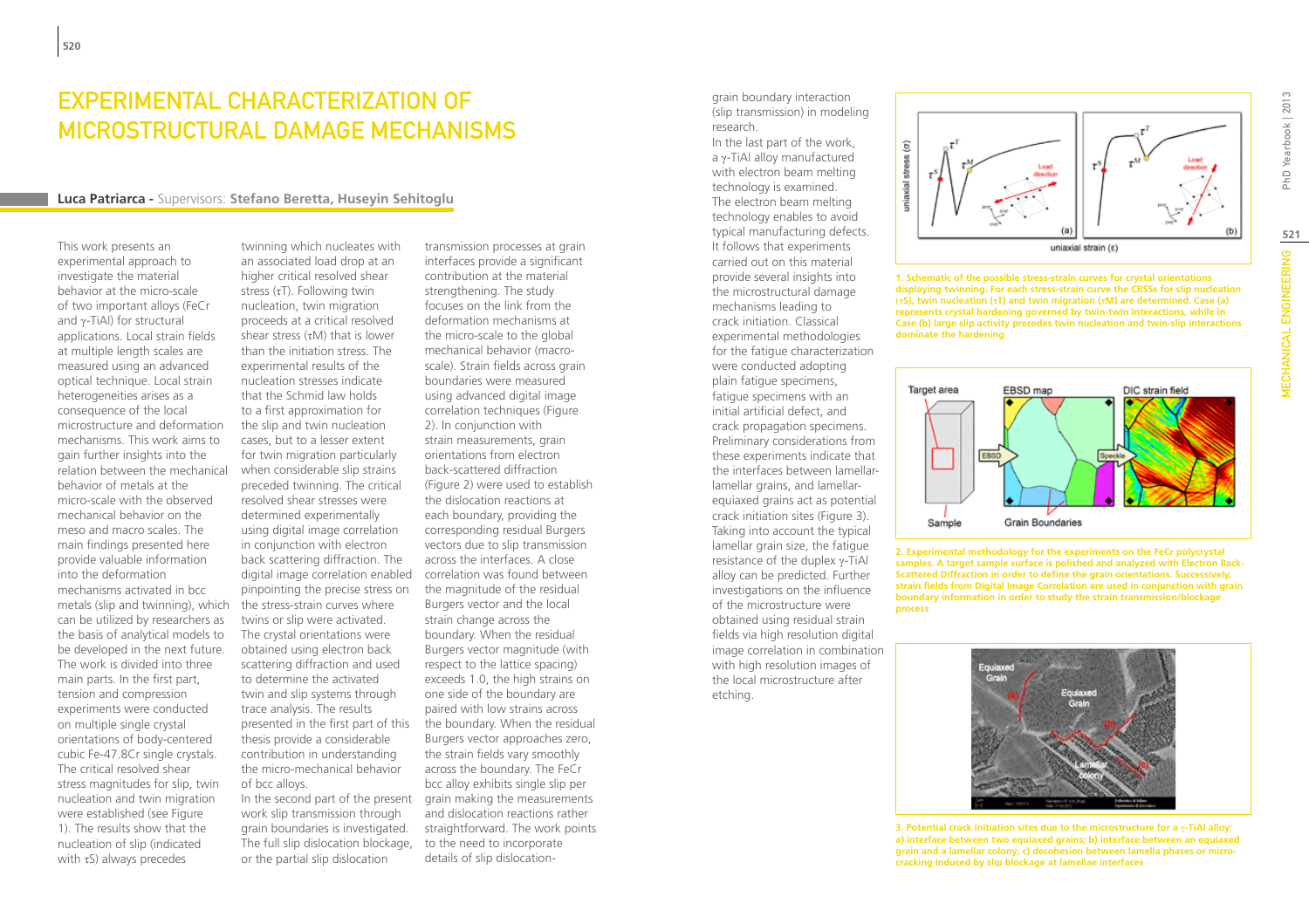# EXPERIMENTAL CHARACTERIZATION OF MICROSTRUCTURAL DAMAGE MECHANISMS

**Luca Patriarca -** Supervisors: **Stefano Beretta, Huseyin Sehitoglu**

This work presents an experimental approach to investigate the material behavior at the micro-scale of two important alloys (FeCr and γ-TiAl) for structural applications. Local strain fields at multiple length scales are measured using an advanced optical technique. Local strain heterogeneities arises as a consequence of the local microstructure and deformation mechanisms. This work aims to gain further insights into the relation between the mechanical behavior of metals at the micro-scale with the observed mechanical behavior on the meso and macro scales. The main findings presented here provide valuable information into the deformation mechanisms activated in bcc metals (slip and twinning), which can be utilized by researchers as the basis of analytical models to be developed in the next future. The work is divided into three main parts. In the first part, tension and compression experiments were conducted on multiple single crystal orientations of body-centered cubic Fe-47.8Cr single crystals. The critical resolved shear stress magnitudes for slip, twin nucleation and twin migration were established (see Figure 1). The results show that the nucleation of slip (indicated with $\tau S$) always precedes twinning which nucleates with an associated load drop at an higher critical resolved shear stress ($\tau T$). Following twin nucleation, twin migration proceeds at a critical resolved shear stress ($\tau M$) that is lower than the initiation stress. The experimental results of the nucleation stresses indicate that the Schmid law holds to a first approximation for the slip and twin nucleation cases, but to a lesser extent for twin migration particularly when considerable slip strains preceded twinning. The critical resolved shear stresses were determined experimentally using digital image correlation in conjunction with electron back scattering diffraction. The digital image correlation enabled pinpointing the precise stress on the stress-strain curves where twins or slip were activated. The crystal orientations were obtained using electron back scattering diffraction and used to determine the activated twin and slip systems through trace analysis. The results presented in the first part of this thesis provide a considerable contribution in understanding the micro-mechanical behavior of bcc alloys.

In the second part of the present work slip transmission through grain boundaries is investigated. The full slip dislocation blockage, or the partial slip dislocation transmission processes at grain interfaces provide a significant contribution at the material strengthening. The study focuses on the link from the deformation mechanisms at the micro-scale to the global mechanical behavior (macro-scale). Strain fields across grain boundaries were measured using advanced digital image correlation techniques (Figure 2). In conjunction with strain measurements, grain orientations from electron back-scattered diffraction (Figure 2) were used to establish the dislocation reactions at each boundary, providing the corresponding residual Burgers vectors due to slip transmission across the interfaces. A close correlation was found between the magnitude of the residual Burgers vector and the local strain change across the boundary. When the residual Burgers vector magnitude (with respect to the lattice spacing) exceeds 1.0, the high strains on one side of the boundary are paired with low strains across the boundary. When the residual Burgers vector approaches zero, the strain fields vary smoothly across the boundary. The FeCr bcc alloy exhibits single slip per grain making the measurements and dislocation reactions rather straightforward. The work points to the need to incorporate details of slip dislocation-grain boundary interaction (slip transmission) in modeling research.

In the last part of the work, a γ-TiAl alloy manufactured with electron beam melting technology is examined. The electron beam melting technology enables to avoid typical manufacturing defects. It follows that experiments carried out on this material provide several insights into the microstructural damage mechanisms leading to crack initiation. Classical experimental methodologies for the fatigue characterization were conducted adopting plain fatigue specimens, fatigue specimens with an initial artificial defect, and crack propagation specimens. Preliminary considerations from these experiments indicate that the interfaces between lamellar-lamellar grains, and lamellar-equiaxed grains act as potential crack initiation sites (Figure 3). Taking into account the typical lamellar grain size, the fatigue resistance of the duplex γ-TiAl alloy can be predicted. Further investigations on the influence of the microstructure were obtained using residual strain fields via high resolution digital image correlation in combination with high resolution images of the local microstructure after etching.

1. Schematic of the possible stress-strain curves for crystal orientations displaying twinning. For each stress-strain curve the CRSSs for slip nucleation ($\tau S$), twin nucleation ($\tau T$) and twin migration ($\tau M$) are determined. Case (a) represents crystal hardening governed by twin-twin interactions, while in Case (b) large slip activity precedes twin nucleation and twin-slip interactions dominate the hardening

2. Experimental methodology for the experiments on the FeCr polycrystal samples. A target sample surface is polished and analyzed with Electron Back-Scattered Diffraction in order to define the grain orientations. Successively, strain fields from Digital Image Correlation are used in conjunction with grain boundary information in order to study the strain transmission/blockage process

3. Potential crack initiation sites due to the microstructure for a γ-TiAl alloy: a) interface between two equiaxed grains; b) interface between an equiaxed grain and a lamellar colony; c) decohesion between lamella phases or micro-cracking induced by slip blockage at lamellae interfaces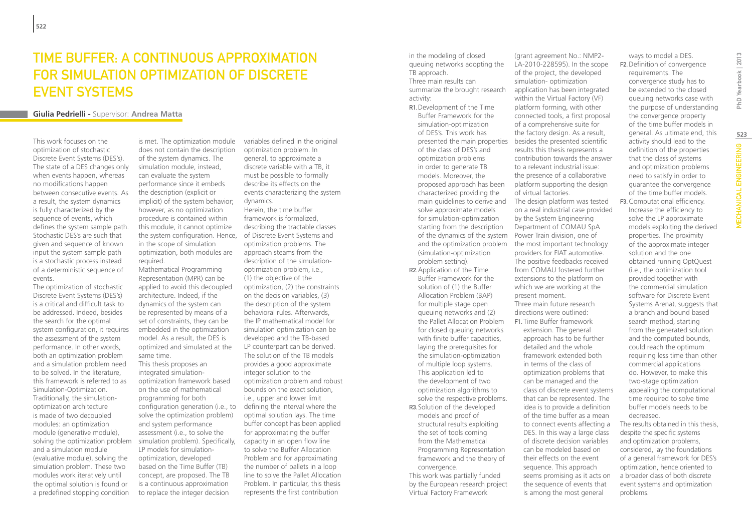# Time Buffer: a Continuous Approximation for Simulation Optimization of Discrete Event Systems

**Giulia Pedrielli** - Supervisor: **Andrea Matta**

This work focuses on the optimization of stochastic Discrete Event Systems (DES's). The state of a DES changes only when events happen, whereas no modifications happen between consecutive events. As a result, the system dynamics is fully characterized by the sequence of events, which defines the system sample path. Stochastic DES's are such that given and sequence of known input the system sample path is a stochastic process instead of a deterministic sequence of events.

The optimization of stochastic Discrete Event Systems (DES's) is a critical and difficult task to be addressed. Indeed, besides the search for the optimal system configuration, it requires the assessment of the system performance. In other words, both an optimization problem and a simulation problem need to be solved. In the literature, this framework is referred to as Simulation-Optimization. Traditionally, the simulation-optimization architecture is made of two decoupled modules: an optimization module (generative module), solving the optimization problem and a simulation module (evaluative module), solving the simulation problem. These two modules work iteratively until the optimal solution is found or a predefined stopping condition is met. The optimization module does not contain the description of the system dynamics. The simulation module, instead, can evaluate the system performance since it embeds the description (explicit or implicit) of the system behavior; however, as no optimization procedure is contained within this module, it cannot optimize the system configuration. Hence, in the scope of simulation optimization, both modules are required.

Mathematical Programming Representation (MPR) can be applied to avoid this decoupled architecture. Indeed, if the dynamics of the system can be represented by means of a set of constraints, they can be embedded in the optimization model. As a result, the DES is optimized and simulated at the same time.

This thesis proposes an integrated simulation-optimization framework based on the use of mathematical programming for both configuration generation (i.e., to solve the optimization problem) and system performance assessment (i.e., to solve the simulation problem). Specifically, LP models for simulation-optimization, developed based on the Time Buffer (TB) concept, are proposed. The TB is a continuous approximation to replace the integer decision variables defined in the original optimization problem. In general, to approximate a discrete variable with a TB, it must be possible to formally describe its effects on the events characterizing the system dynamics.

Herein, the time buffer framework is formalized, describing the tractable classes of Discrete Event Systems and optimization problems. The approach steams from the description of the simulation-optimization problem, i.e., (1) the objective of the optimization, (2) the constraints on the decision variables, (3) the description of the system behavioral rules. Afterwards, the IP mathematical model for simulation optimization can be developed and the TB-based LP counterpart can be derived. The solution of the TB models provides a good approximate integer solution to the optimization problem and robust bounds on the exact solution, i.e., upper and lower limit defining the interval where the optimal solution lays. The time buffer concept has been applied for approximating the buffer capacity in an open flow line to solve the Buffer Allocation Problem and for approximating the number of pallets in a loop line to solve the Pallet Allocation Problem. In particular, this thesis represents the first contribution in the modeling of closed queuing networks adopting the TB approach.

Three main results can summarize the brought research activity:

- R1. Development of the Time Buffer Framework for the simulation-optimization of DES's. This work has presented the main properties of the class of DES's and optimization problems in order to generate TB models. Moreover, the proposed approach has been characterized providing the main guidelines to derive and solve approximate models for simulation-optimization starting from the description of the dynamics of the system and the optimization problem (simulation-optimization problem setting).
- R2. Application of the Time Buffer Framework for the solution of (1) the Buffer Allocation Problem (BAP) for multiple stage open queuing networks and (2) the Pallet Allocation Problem for closed queuing networks with finite buffer capacities, laying the prerequisites for the simulation-optimization of multiple loop systems. This application led to the development of two optimization algorithms to solve the respective problems.
- R3. Solution of the developed models and proof of structural results exploiting the set of tools coming from the Mathematical Programming Representation framework and the theory of convergence.

This work was partially funded by the European research project Virtual Factory Framework (grant agreement No.: NMP2-LA-2010-228595). In the scope of the project, the developed simulation- optimization application has been integrated within the Virtual Factory (VF) platform forming, with other connected tools, a first proposal of a comprehensive suite for the factory design. As a result, besides the presented scientific results this thesis represents a contribution towards the answer to a relevant industrial issue: the presence of a collaborative platform supporting the design of virtual factories.

The design platform was tested on a real industrial case provided by the System Engineering Department of COMAU SpA Power Train division, one of the most important technology providers for FIAT automotive. The positive feedbacks received from COMAU fostered further extensions to the platform on which we are working at the present moment.

Three main future research directions were outlined:

- F1. Time Buffer framework extension. The general approach has to be further detailed and the whole framework extended both in terms of the class of optimization problems that can be managed and the class of discrete event systems that can be represented. The idea is to provide a definition of the time buffer as a mean to connect events affecting a DES. In this way a large class of discrete decision variables can be modeled based on their effects on the event sequence. This approach seems promising as it acts on the sequence of events that is among the most general ways to model a DES.
- F2. Definition of convergence requirements. The convergence study has to be extended to the closed queuing networks case with the purpose of understanding the convergence property of the time buffer models in general. As ultimate end, this activity should lead to the definition of the properties that the class of systems and optimization problems need to satisfy in order to guarantee the convergence of the time buffer models.
- F3. Computational efficiency. Increase the efficiency to solve the LP approximate models exploiting the derived properties. The proximity of the approximate integer solution and the one obtained running OptQuest (i.e., the optimization tool provided together with the commercial simulation software for Discrete Event Systems Arena), suggests that a branch and bound based search method, starting from the generated solution and the computed bounds, could reach the optimum requiring less time than other commercial applications do. However, to make this two-stage optimization appealing the computational time required to solve time buffer models needs to be decreased.

The results obtained in this thesis, despite the specific systems and optimization problems, considered, lay the foundations of a general framework for DES's optimization, hence oriented to a broader class of both discrete event systems and optimization problems.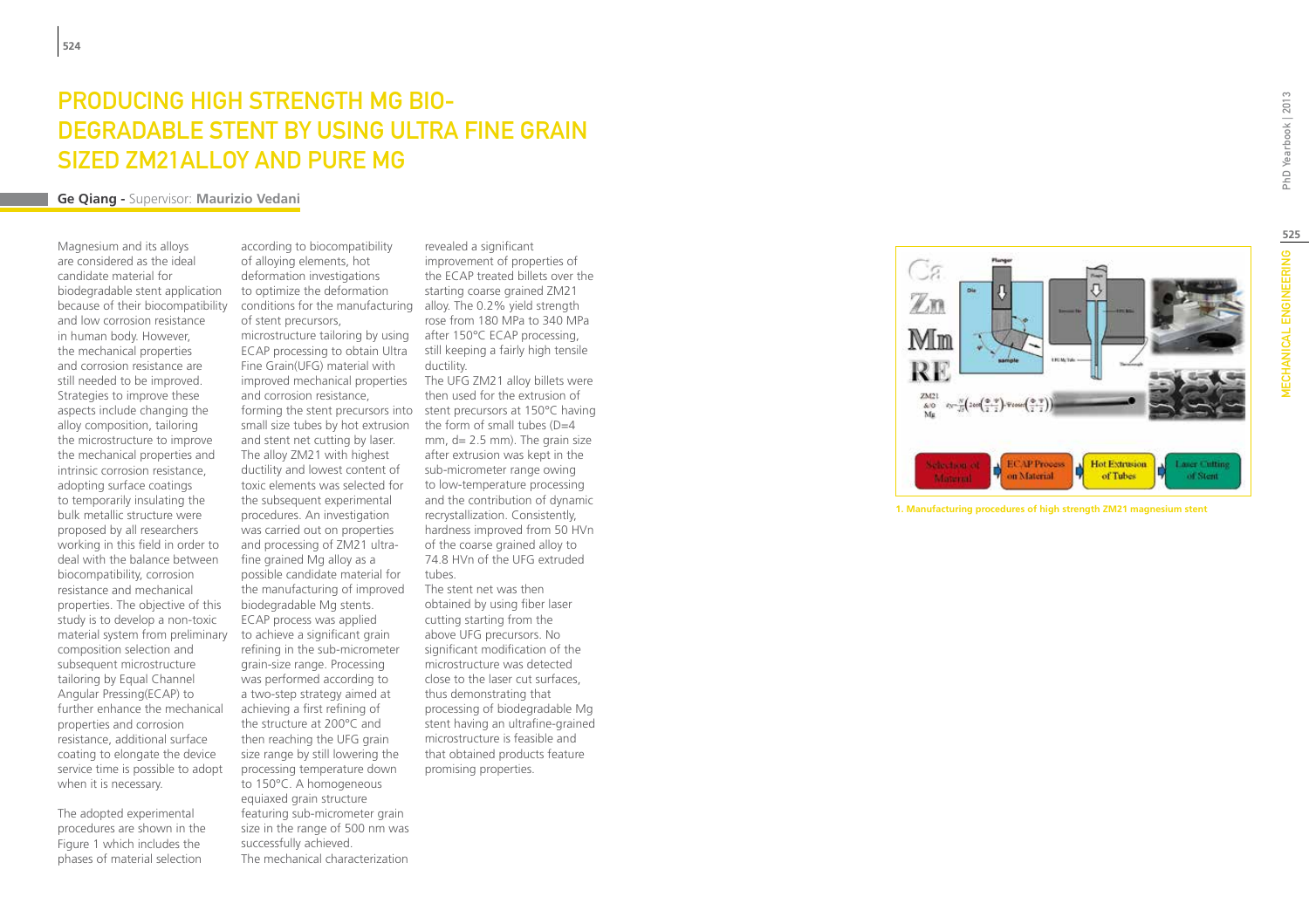# PRODUCING HIGH STRENGTH MG BIO-DEGRADABLE STENT BY USING ULTRA FINE GRAIN SIZED ZM21ALLOY AND PURE MG

**Ge Qiang -** Supervisor: **Maurizio Vedani**

Magnesium and its alloys are considered as the ideal candidate material for biodegradable stent application because of their biocompatibility and low corrosion resistance in human body. However, the mechanical properties and corrosion resistance are still needed to be improved. Strategies to improve these aspects include changing the alloy composition, tailoring the microstructure to improve the mechanical properties and intrinsic corrosion resistance, adopting surface coatings to temporarily insulating the bulk metallic structure were proposed by all researchers working in this field in order to deal with the balance between biocompatibility, corrosion resistance and mechanical properties. The objective of this study is to develop a non-toxic material system from preliminary composition selection and subsequent microstructure tailoring by Equal Channel Angular Pressing(ECAP) to further enhance the mechanical properties and corrosion resistance, additional surface coating to elongate the device service time is possible to adopt when it is necessary.

The adopted experimental procedures are shown in the Figure 1 which includes the phases of material selection according to biocompatibility of alloying elements, hot deformation investigations to optimize the deformation conditions for the manufacturing of stent precursors, microstructure tailoring by using ECAP processing to obtain Ultra Fine Grain(UFG) material with improved mechanical properties and corrosion resistance, forming the stent precursors into small size tubes by hot extrusion and stent net cutting by laser. The alloy ZM21 with highest ductility and lowest content of toxic elements was selected for the subsequent experimental procedures. An investigation was carried out on properties and processing of ZM21 ultra-fine grained Mg alloy as a possible candidate material for the manufacturing of improved biodegradable Mg stents. ECAP process was applied to achieve a significant grain refining in the sub-micrometer grain-size range. Processing was performed according to a two-step strategy aimed at achieving a first refining of the structure at 200°C and then reaching the UFG grain size range by still lowering the processing temperature down to 150°C. A homogeneous equiaxed grain structure featuring sub-micrometer grain size in the range of 500 nm was successfully achieved. The mechanical characterization revealed a significant improvement of properties of the ECAP treated billets over the starting coarse grained ZM21 alloy. The 0.2% yield strength rose from 180 MPa to 340 MPa after 150°C ECAP processing, still keeping a fairly high tensile ductility.

The UFG ZM21 alloy billets were then used for the extrusion of stent precursors at 150°C having the form of small tubes (D=4 mm, d= 2.5 mm). The grain size after extrusion was kept in the sub-micrometer range owing to low-temperature processing and the contribution of dynamic recrystallization. Consistently, hardness improved from 50 HVn of the coarse grained alloy to 74.8 HVn of the UFG extruded tubes.

The stent net was then obtained by using fiber laser cutting starting from the above UFG precursors. No significant modification of the microstructure was detected close to the laser cut surfaces, thus demonstrating that processing of biodegradable Mg stent having an ultrafine-grained microstructure is feasible and that obtained products feature promising properties.

1. Manufacturing procedures of high strength ZM21 magnesium stent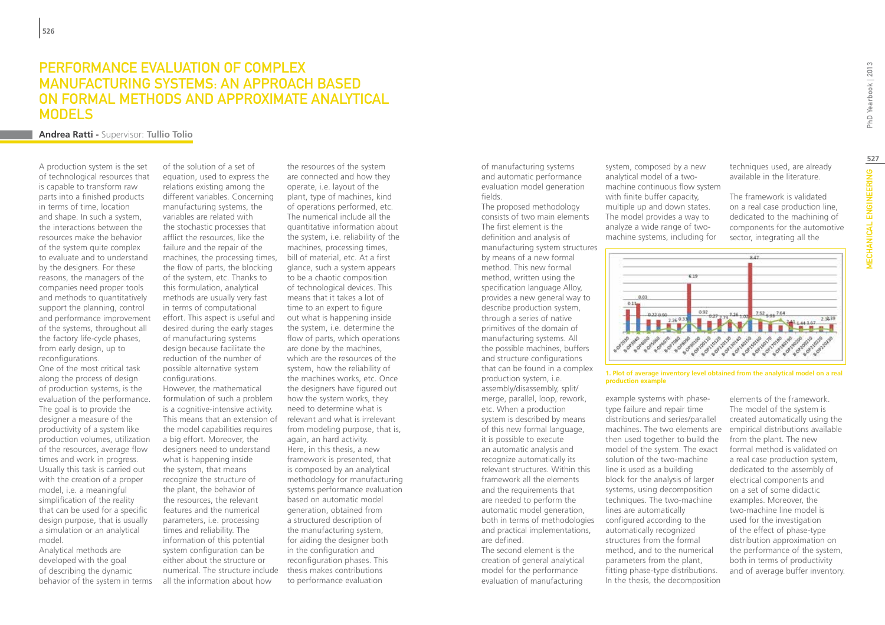# Performance Evaluation of Complex Manufacturing Systems: an Approach Based on Formal Methods and Approximate Analytical Models

**Andrea Ratti** - Supervisor: **Tullio Tolio**

A production system is the set of technological resources that is capable to transform raw parts into a finished products in terms of time, location and shape. In such a system, the interactions between the resources make the behavior of the system quite complex to evaluate and to understand by the designers. For these reasons, the managers of the companies need proper tools and methods to quantitatively support the planning, control and performance improvement of the systems, throughout all the factory life-cycle phases, from early design, up to reconfigurations.

One of the most critical task along the process of design of production systems, is the evaluation of the performance. The goal is to provide the designer a measure of the productivity of a system like production volumes, utilization of the resources, average flow times and work in progress. Usually this task is carried out with the creation of a proper model, i.e. a meaningful simplification of the reality that can be used for a specific design purpose, that is usually a simulation or an analytical model.

Analytical methods are developed with the goal of describing the dynamic behavior of the system in terms of the solution of a set of equation, used to express the relations existing among the different variables. Concerning manufacturing systems, the variables are related with the stochastic processes that afflict the resources, like the failure and the repair of the machines, the processing times, the flow of parts, the blocking of the system, etc. Thanks to this formulation, analytical methods are usually very fast in terms of computational effort. This aspect is useful and desired during the early stages of manufacturing systems design because facilitate the reduction of the number of possible alternative system configurations.

However, the mathematical formulation of such a problem is a cognitive-intensive activity. This means that an extension of the model capabilities requires a big effort. Moreover, the designers need to understand what is happening inside the system, that means recognize the structure of the plant, the behavior of the resources, the relevant features and the numerical parameters, i.e. processing times and reliability. The information of this potential system configuration can be either about the structure or numerical. The structure include all the information about how the resources of the system are connected and how they operate, i.e. layout of the plant, type of machines, kind of operations performed, etc. The numerical include all the quantitative information about the system, i.e. reliability of the machines, processing times, bill of material, etc. At a first glance, such a system appears to be a chaotic composition of technological devices. This means that it takes a lot of time to an expert to figure out what is happening inside the system, i.e. determine the flow of parts, which operations are done by the machines, which are the resources of the system, how the reliability of the machines works, etc. Once the designers have figured out how the system works, they need to determine what is relevant and what is irrelevant from modeling purpose, that is, again, an hard activity.

Here, in this thesis, a new framework is presented, that is composed by an analytical methodology for manufacturing systems performance evaluation based on automatic model generation, obtained from a structured description of the manufacturing system, for aiding the designer both in the configuration and reconfiguration phases. This thesis makes contributions to performance evaluation of manufacturing systems and automatic performance evaluation model generation fields.

The proposed methodology consists of two main elements The first element is the definition and analysis of manufacturing system structures by means of a new formal method. This new formal method, written using the specification language Alloy, provides a new general way to describe production system, through a series of native primitives of the domain of manufacturing systems. All the possible machines, buffers and structure configurations that can be found in a complex production system, i.e. assembly/disassembly, split/merge, parallel, loop, rework, etc. When a production system is described by means of this new formal language, it is possible to execute an automatic analysis and recognize automatically its relevant structures. Within this framework all the elements and the requirements that are needed to perform the automatic model generation, both in terms of methodologies and practical implementations, are defined.

The second element is the creation of general analytical model for the performance evaluation of manufacturing system, composed by a new analytical model of a two-machine continuous flow system with finite buffer capacity, multiple up and down states. The model provides a way to analyze a wide range of two-machine systems, including for example systems with phase-type failure and repair time distributions and series/parallel machines. The two elements are then used together to build the model of the system. The exact solution of the two-machine line is used as a building block for the analysis of larger systems, using decomposition techniques. The two-machine lines are automatically configured according to the automatically recognized structures from the formal method, and to the numerical parameters from the plant, fitting phase-type distributions. In the thesis, the decomposition techniques used, are already available in the literature.

The framework is validated on a real case production line, dedicated to the machining of components for the automotive sector, integrating all the elements of the framework. The model of the system is created automatically using the empirical distributions available from the plant. The new formal method is validated on a real case production system, dedicated to the assembly of electrical components and on a set of some didactic examples. Moreover, the two-machine line model is used for the investigation of the effect of phase-type distribution approximation on the performance of the system, both in terms of productivity and of average buffer inventory.

**1. Plot of average inventory level obtained from the analytical model on a real production example**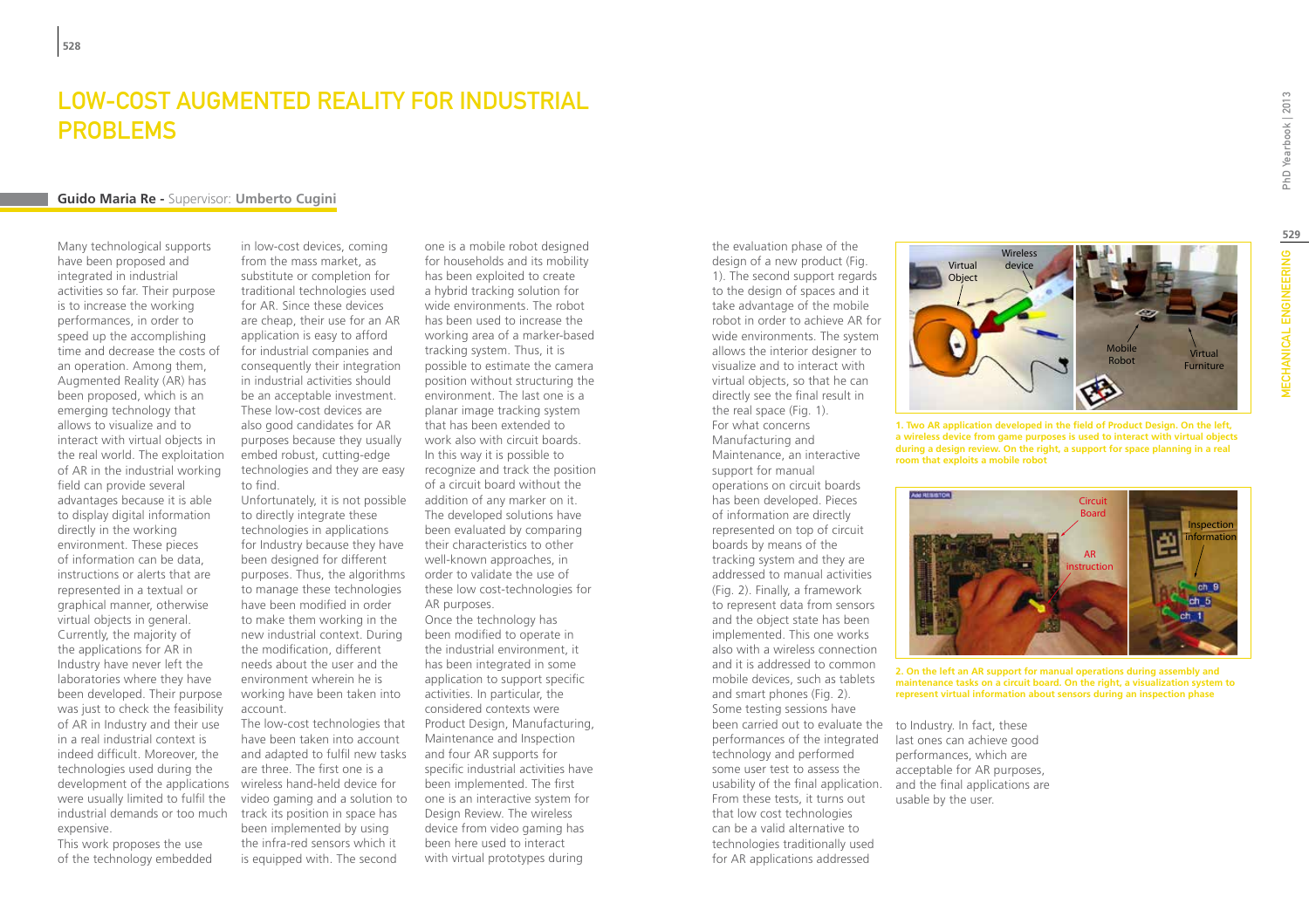# LOW-COST AUGMENTED REALITY FOR INDUSTRIAL PROBLEMS

**Guido Maria Re -** Supervisor: **Umberto Cugini**

Many technological supports have been proposed and integrated in industrial activities so far. Their purpose is to increase the working performances, in order to speed up the accomplishing time and decrease the costs of an operation. Among them, Augmented Reality (AR) has been proposed, which is an emerging technology that allows to visualize and to interact with virtual objects in the real world. The exploitation of AR in the industrial working field can provide several advantages because it is able to display digital information directly in the working environment. These pieces of information can be data, instructions or alerts that are represented in a textual or graphical manner, otherwise virtual objects in general. Currently, the majority of the applications for AR in Industry have never left the laboratories where they have been developed. Their purpose was just to check the feasibility of AR in Industry and their use in a real industrial context is indeed difficult. Moreover, the technologies used during the development of the applications were usually limited to fulfil the industrial demands or too much expensive.

This work proposes the use of the technology embedded in low-cost devices, coming from the mass market, as substitute or completion for traditional technologies used for AR. Since these devices are cheap, their use for an AR application is easy to afford for industrial companies and consequently their integration in industrial activities should be an acceptable investment. These low-cost devices are also good candidates for AR purposes because they usually embed robust, cutting-edge technologies and they are easy to find.

Unfortunately, it is not possible to directly integrate these technologies in applications for Industry because they have been designed for different purposes. Thus, the algorithms to manage these technologies have been modified in order to make them working in the new industrial context. During the modification, different needs about the user and the environment wherein he is working have been taken into account.

The low-cost technologies that have been taken into account and adapted to fulfil new tasks are three. The first one is a wireless hand-held device for video gaming and a solution to track its position in space has been implemented by using the infra-red sensors which it is equipped with. The second one is a mobile robot designed for households and its mobility has been exploited to create a hybrid tracking solution for wide environments. The robot has been used to increase the working area of a marker-based tracking system. Thus, it is possible to estimate the camera position without structuring the environment. The last one is a planar image tracking system that has been extended to work also with circuit boards. In this way it is possible to recognize and track the position of a circuit board without the addition of any marker on it. The developed solutions have been evaluated by comparing their characteristics to other well-known approaches, in order to validate the use of these low cost-technologies for AR purposes.

Once the technology has been modified to operate in the industrial environment, it has been integrated in some application to support specific activities. In particular, the considered contexts were Product Design, Manufacturing, Maintenance and Inspection and four AR supports for specific industrial activities have been implemented. The first one is an interactive system for Design Review. The wireless device from video gaming has been here used to interact with virtual prototypes during the evaluation phase of the design of a new product (Fig. 1). The second support regards to the design of spaces and it take advantage of the mobile robot in order to achieve AR for wide environments. The system allows the interior designer to visualize and to interact with virtual objects, so that he can directly see the final result in the real space (Fig. 1).

For what concerns Manufacturing and Maintenance, an interactive support for manual operations on circuit boards has been developed. Pieces of information are directly represented on top of circuit boards by means of the tracking system and they are addressed to manual activities (Fig. 2). Finally, a framework to represent data from sensors and the object state has been implemented. This one works also with a wireless connection and it is addressed to common mobile devices, such as tablets and smart phones (Fig. 2).

Some testing sessions have been carried out to evaluate the performances of the integrated technology and performed some user test to assess the usability of the final application. From these tests, it turns out that low cost technologies can be a valid alternative to technologies traditionally used for AR applications addressed to Industry. In fact, these last ones can achieve good performances, which are acceptable for AR purposes, and the final applications are usable by the user.

**1. Two AR application developed in the field of Product Design. On the left, a wireless device from game purposes is used to interact with virtual objects during a design review. On the right, a support for space planning in a real room that exploits a mobile robot**

**2. On the left an AR support for manual operations during assembly and maintenance tasks on a circuit board. On the right, a visualization system to represent virtual information about sensors during an inspection phase**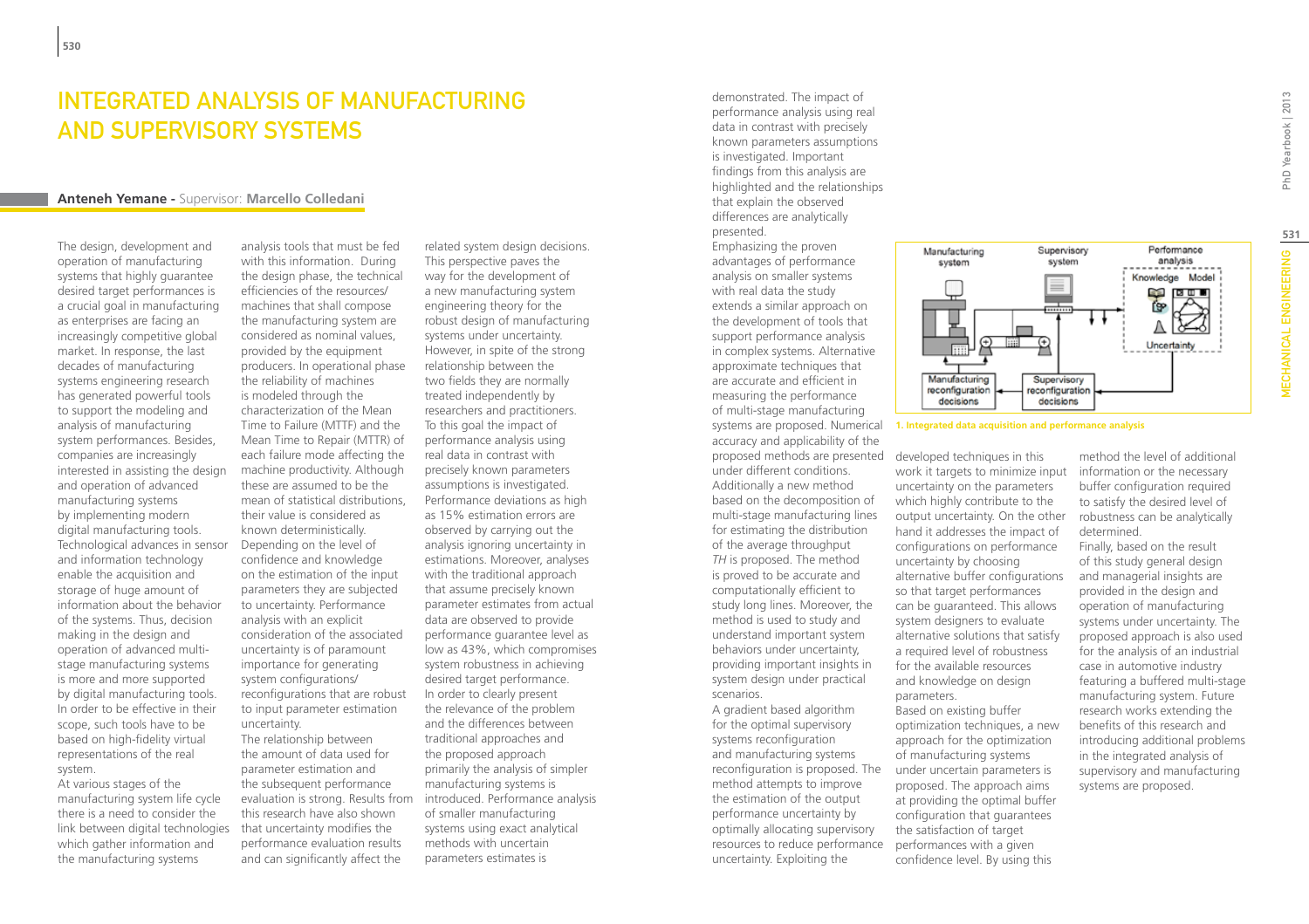# Integrated Analysis of Manufacturing and Supervisory Systems

**Anteneh Yemane** - Supervisor: **Marcello Colledani**

The design, development and operation of manufacturing systems that highly guarantee desired target performances is a crucial goal in manufacturing as enterprises are facing an increasingly competitive global market. In response, the last decades of manufacturing systems engineering research has generated powerful tools to support the modeling and analysis of manufacturing system performances. Besides, companies are increasingly interested in assisting the design and operation of advanced manufacturing systems by implementing modern digital manufacturing tools. Technological advances in sensor and information technology enable the acquisition and storage of huge amount of information about the behavior of the systems. Thus, decision making in the design and operation of advanced multi-stage manufacturing systems is more and more supported by digital manufacturing tools. In order to be effective in their scope, such tools have to be based on high-fidelity virtual representations of the real system.

At various stages of the manufacturing system life cycle there is a need to consider the link between digital technologies which gather information and the manufacturing systems analysis tools that must be fed with this information. During the design phase, the technical efficiencies of the resources/machines that shall compose the manufacturing system are considered as nominal values, provided by the equipment producers. In operational phase the reliability of machines is modeled through the characterization of the Mean Time to Failure (MTTF) and the Mean Time to Repair (MTTR) of each failure mode affecting the machine productivity. Although these are assumed to be the mean of statistical distributions, their value is considered as known deterministically. Depending on the level of confidence and knowledge on the estimation of the input parameters they are subjected to uncertainty. Performance analysis with an explicit consideration of the associated uncertainty is of paramount importance for generating system configurations/reconfigurations that are robust to input parameter estimation uncertainty.

The relationship between the amount of data used for parameter estimation and the subsequent performance evaluation is strong. Results from this research have also shown that uncertainty modifies the performance evaluation results and can significantly affect the related system design decisions. This perspective paves the way for the development of a new manufacturing system engineering theory for the robust design of manufacturing systems under uncertainty. However, in spite of the strong relationship between the two fields they are normally treated independently by researchers and practitioners. To this goal the impact of performance analysis using real data in contrast with precisely known parameters assumptions is investigated. Performance deviations as high as 15% estimation errors are observed by carrying out the analysis ignoring uncertainty in estimations. Moreover, analyses with the traditional approach that assume precisely known parameter estimates from actual data are observed to provide performance guarantee level as low as 43%, which compromises system robustness in achieving desired target performance. In order to clearly present the relevance of the problem and the differences between traditional approaches and the proposed approach primarily the analysis of simpler manufacturing systems is introduced. Performance analysis of smaller manufacturing systems using exact analytical methods with uncertain parameters estimates is demonstrated. The impact of performance analysis using real data in contrast with precisely known parameters assumptions is investigated. Important findings from this analysis are highlighted and the relationships that explain the observed differences are analytically presented.

Emphasizing the proven advantages of performance analysis on smaller systems with real data the study extends a similar approach on the development of tools that support performance analysis in complex systems. Alternative approximate techniques that are accurate and efficient in measuring the performance of multi-stage manufacturing systems are proposed. Numerical accuracy and applicability of the proposed methods are presented under different conditions. Additionally a new method based on the decomposition of multi-stage manufacturing lines for estimating the distribution of the average throughput *TH* is proposed. The method is proved to be accurate and computationally efficient to study long lines. Moreover, the method is used to study and understand important system behaviors under uncertainty, providing important insights in system design under practical scenarios.

A gradient based algorithm for the optimal supervisory systems reconfiguration and manufacturing systems reconfiguration is proposed. The method attempts to improve the estimation of the output performance uncertainty by optimally allocating supervisory resources to reduce performance uncertainty. Exploiting the developed techniques in this work it targets to minimize input uncertainty on the parameters which highly contribute to the output uncertainty. On the other hand it addresses the impact of configurations on performance uncertainty by choosing alternative buffer configurations so that target performances can be guaranteed. This allows system designers to evaluate alternative solutions that satisfy a required level of robustness for the available resources and knowledge on design parameters.

Manufacturing system
Supervisory system
Performance analysis
Knowledge Model
Uncertainty
Manufacturing reconfiguration decisions
Supervisory reconfiguration decisions

**1. Integrated data acquisition and performance analysis**

Based on existing buffer optimization techniques, a new approach for the optimization of manufacturing systems under uncertain parameters is proposed. The approach aims at providing the optimal buffer configuration that guarantees the satisfaction of target performances with a given confidence level. By using this method the level of additional information or the necessary buffer configuration required to satisfy the desired level of robustness can be analytically determined.

Finally, based on the result of this study general design and managerial insights are provided in the design and operation of manufacturing systems under uncertainty. The proposed approach is also used for the analysis of an industrial case in automotive industry featuring a buffered multi-stage manufacturing system. Future research works extending the benefits of this research and introducing additional problems in the integrated analysis of supervisory and manufacturing systems are proposed.